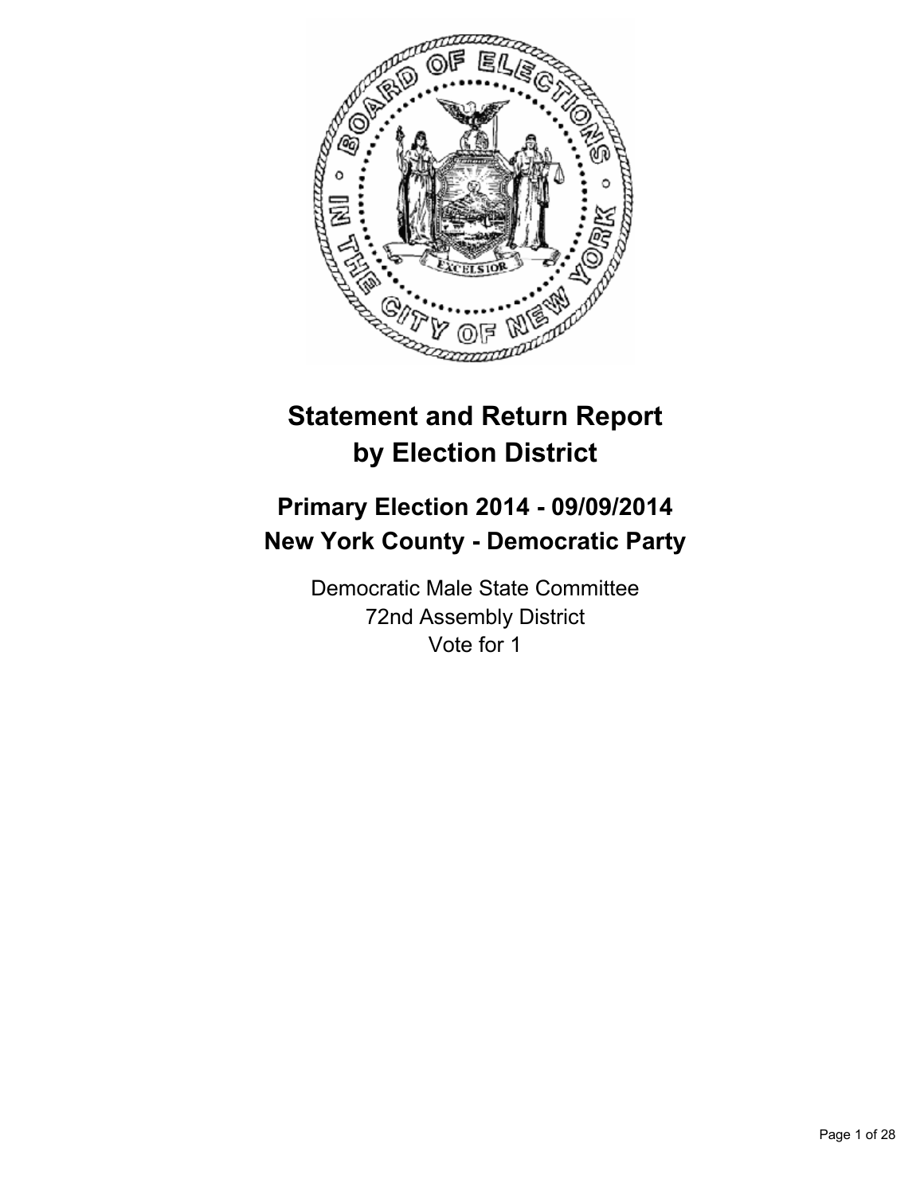# Statement and Return Report by Election District

## Primary Election 2014 - 09/09/2014
## New York County - Democratic Party

Democratic Male State Committee
72nd Assembly District
Vote for 1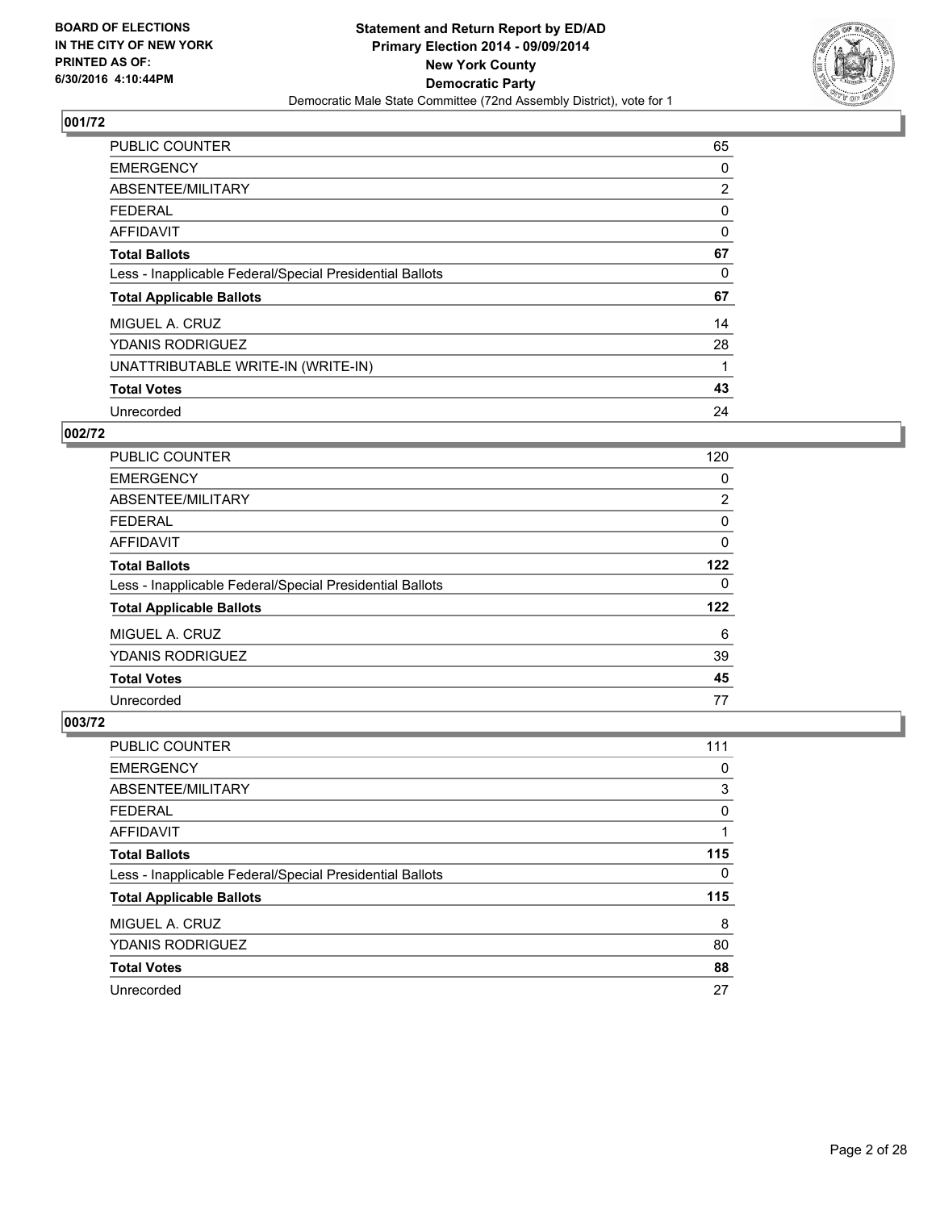**BOARD OF ELECTIONS IN THE CITY OF NEW YORK PRINTED AS OF: 6/30/2016 4:10:44PM**

**Statement and Return Report by ED/AD**
**Primary Election 2014 - 09/09/2014**
**New York County**
**Democratic Party**
Democratic Male State Committee (72nd Assembly District), vote for 1

## 001/72

| | |
|---|---|
| PUBLIC COUNTER | 65 |
| EMERGENCY | 0 |
| ABSENTEE/MILITARY | 2 |
| FEDERAL | 0 |
| AFFIDAVIT | 0 |
| **Total Ballots** | **67** |
| Less - Inapplicable Federal/Special Presidential Ballots | 0 |
| **Total Applicable Ballots** | **67** |
| MIGUEL A. CRUZ | 14 |
| YDANIS RODRIGUEZ | 28 |
| UNATTRIBUTABLE WRITE-IN (WRITE-IN) | 1 |
| **Total Votes** | **43** |
| Unrecorded | 24 |

## 002/72

| | |
|---|---|
| PUBLIC COUNTER | 120 |
| EMERGENCY | 0 |
| ABSENTEE/MILITARY | 2 |
| FEDERAL | 0 |
| AFFIDAVIT | 0 |
| **Total Ballots** | **122** |
| Less - Inapplicable Federal/Special Presidential Ballots | 0 |
| **Total Applicable Ballots** | **122** |
| MIGUEL A. CRUZ | 6 |
| YDANIS RODRIGUEZ | 39 |
| **Total Votes** | **45** |
| Unrecorded | 77 |

## 003/72

| | |
|---|---|
| PUBLIC COUNTER | 111 |
| EMERGENCY | 0 |
| ABSENTEE/MILITARY | 3 |
| FEDERAL | 0 |
| AFFIDAVIT | 1 |
| **Total Ballots** | **115** |
| Less - Inapplicable Federal/Special Presidential Ballots | 0 |
| **Total Applicable Ballots** | **115** |
| MIGUEL A. CRUZ | 8 |
| YDANIS RODRIGUEZ | 80 |
| **Total Votes** | **88** |
| Unrecorded | 27 |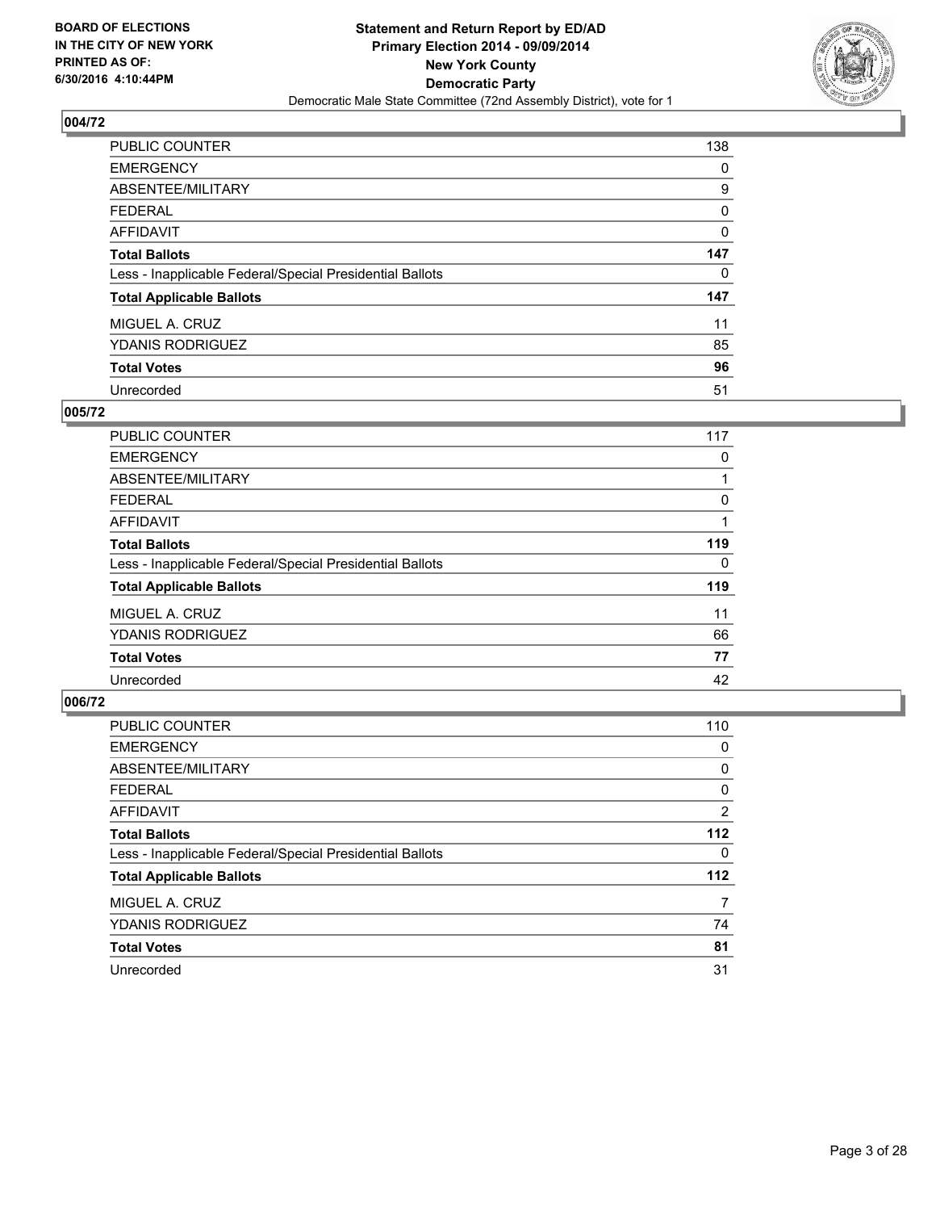**Statement and Return Report by ED/AD**
**Primary Election 2014 - 09/09/2014**
**New York County**
**Democratic Party**
Democratic Male State Committee (72nd Assembly District), vote for 1

BOARD OF ELECTIONS
IN THE CITY OF NEW YORK
PRINTED AS OF:
6/30/2016 4:10:44PM

## 004/72

| | |
|---|---|
| PUBLIC COUNTER | 138 |
| EMERGENCY | 0 |
| ABSENTEE/MILITARY | 9 |
| FEDERAL | 0 |
| AFFIDAVIT | 0 |
| **Total Ballots** | **147** |
| Less - Inapplicable Federal/Special Presidential Ballots | 0 |
| **Total Applicable Ballots** | **147** |
| MIGUEL A. CRUZ | 11 |
| YDANIS RODRIGUEZ | 85 |
| **Total Votes** | **96** |
| Unrecorded | 51 |

## 005/72

| | |
|---|---|
| PUBLIC COUNTER | 117 |
| EMERGENCY | 0 |
| ABSENTEE/MILITARY | 1 |
| FEDERAL | 0 |
| AFFIDAVIT | 1 |
| **Total Ballots** | **119** |
| Less - Inapplicable Federal/Special Presidential Ballots | 0 |
| **Total Applicable Ballots** | **119** |
| MIGUEL A. CRUZ | 11 |
| YDANIS RODRIGUEZ | 66 |
| **Total Votes** | **77** |
| Unrecorded | 42 |

## 006/72

| | |
|---|---|
| PUBLIC COUNTER | 110 |
| EMERGENCY | 0 |
| ABSENTEE/MILITARY | 0 |
| FEDERAL | 0 |
| AFFIDAVIT | 2 |
| **Total Ballots** | **112** |
| Less - Inapplicable Federal/Special Presidential Ballots | 0 |
| **Total Applicable Ballots** | **112** |
| MIGUEL A. CRUZ | 7 |
| YDANIS RODRIGUEZ | 74 |
| **Total Votes** | **81** |
| Unrecorded | 31 |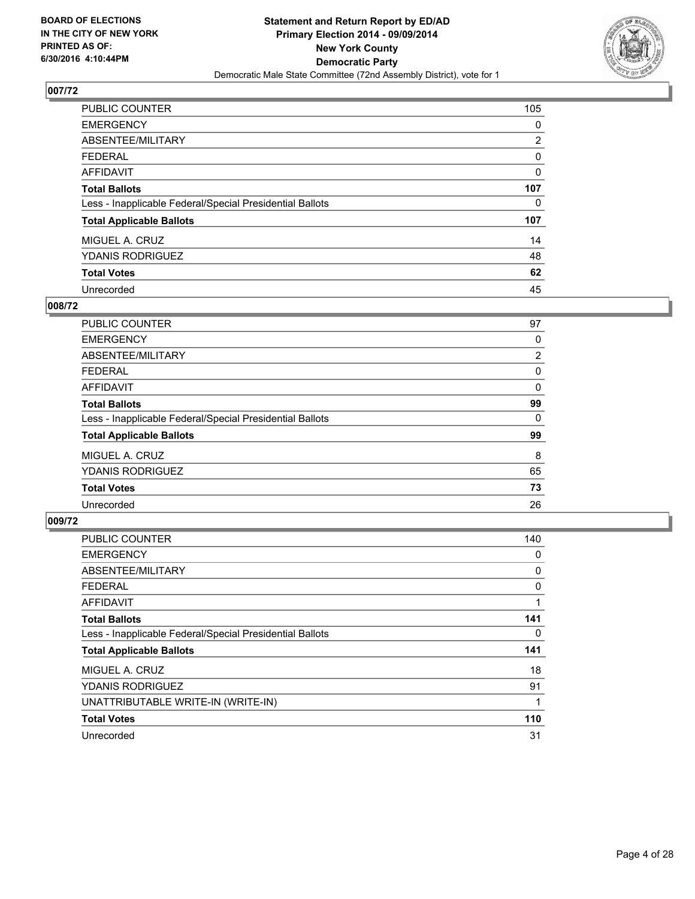BOARD OF ELECTIONS
IN THE CITY OF NEW YORK
PRINTED AS OF:
6/30/2016 4:10:44PM

**Statement and Return Report by ED/AD**
**Primary Election 2014 - 09/09/2014**
**New York County**
**Democratic Party**
Democratic Male State Committee (72nd Assembly District), vote for 1

## 007/72

| | |
|---|---|
| PUBLIC COUNTER | 105 |
| EMERGENCY | 0 |
| ABSENTEE/MILITARY | 2 |
| FEDERAL | 0 |
| AFFIDAVIT | 0 |
| **Total Ballots** | **107** |
| Less - Inapplicable Federal/Special Presidential Ballots | 0 |
| **Total Applicable Ballots** | **107** |
| MIGUEL A. CRUZ | 14 |
| YDANIS RODRIGUEZ | 48 |
| **Total Votes** | **62** |
| Unrecorded | 45 |

## 008/72

| | |
|---|---|
| PUBLIC COUNTER | 97 |
| EMERGENCY | 0 |
| ABSENTEE/MILITARY | 2 |
| FEDERAL | 0 |
| AFFIDAVIT | 0 |
| **Total Ballots** | **99** |
| Less - Inapplicable Federal/Special Presidential Ballots | 0 |
| **Total Applicable Ballots** | **99** |
| MIGUEL A. CRUZ | 8 |
| YDANIS RODRIGUEZ | 65 |
| **Total Votes** | **73** |
| Unrecorded | 26 |

## 009/72

| | |
|---|---|
| PUBLIC COUNTER | 140 |
| EMERGENCY | 0 |
| ABSENTEE/MILITARY | 0 |
| FEDERAL | 0 |
| AFFIDAVIT | 1 |
| **Total Ballots** | **141** |
| Less - Inapplicable Federal/Special Presidential Ballots | 0 |
| **Total Applicable Ballots** | **141** |
| MIGUEL A. CRUZ | 18 |
| YDANIS RODRIGUEZ | 91 |
| UNATTRIBUTABLE WRITE-IN (WRITE-IN) | 1 |
| **Total Votes** | **110** |
| Unrecorded | 31 |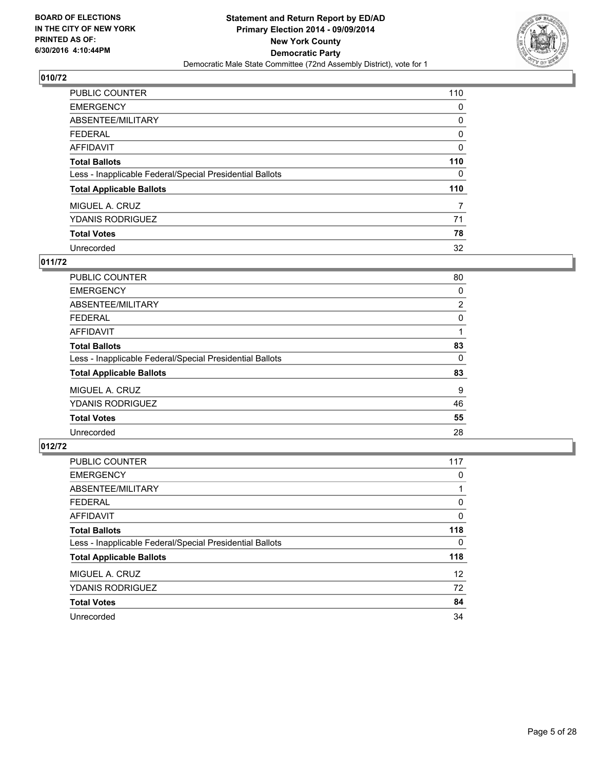BOARD OF ELECTIONS
IN THE CITY OF NEW YORK
PRINTED AS OF:
6/30/2016 4:10:44PM

**Statement and Return Report by ED/AD**
**Primary Election 2014 - 09/09/2014**
**New York County**
**Democratic Party**
Democratic Male State Committee (72nd Assembly District), vote for 1

## 010/72

| | |
|---|---|
| PUBLIC COUNTER | 110 |
| EMERGENCY | 0 |
| ABSENTEE/MILITARY | 0 |
| FEDERAL | 0 |
| AFFIDAVIT | 0 |
| **Total Ballots** | **110** |
| Less - Inapplicable Federal/Special Presidential Ballots | 0 |
| **Total Applicable Ballots** | **110** |
| MIGUEL A. CRUZ | 7 |
| YDANIS RODRIGUEZ | 71 |
| **Total Votes** | **78** |
| Unrecorded | 32 |

## 011/72

| | |
|---|---|
| PUBLIC COUNTER | 80 |
| EMERGENCY | 0 |
| ABSENTEE/MILITARY | 2 |
| FEDERAL | 0 |
| AFFIDAVIT | 1 |
| **Total Ballots** | **83** |
| Less - Inapplicable Federal/Special Presidential Ballots | 0 |
| **Total Applicable Ballots** | **83** |
| MIGUEL A. CRUZ | 9 |
| YDANIS RODRIGUEZ | 46 |
| **Total Votes** | **55** |
| Unrecorded | 28 |

## 012/72

| | |
|---|---|
| PUBLIC COUNTER | 117 |
| EMERGENCY | 0 |
| ABSENTEE/MILITARY | 1 |
| FEDERAL | 0 |
| AFFIDAVIT | 0 |
| **Total Ballots** | **118** |
| Less - Inapplicable Federal/Special Presidential Ballots | 0 |
| **Total Applicable Ballots** | **118** |
| MIGUEL A. CRUZ | 12 |
| YDANIS RODRIGUEZ | 72 |
| **Total Votes** | **84** |
| Unrecorded | 34 |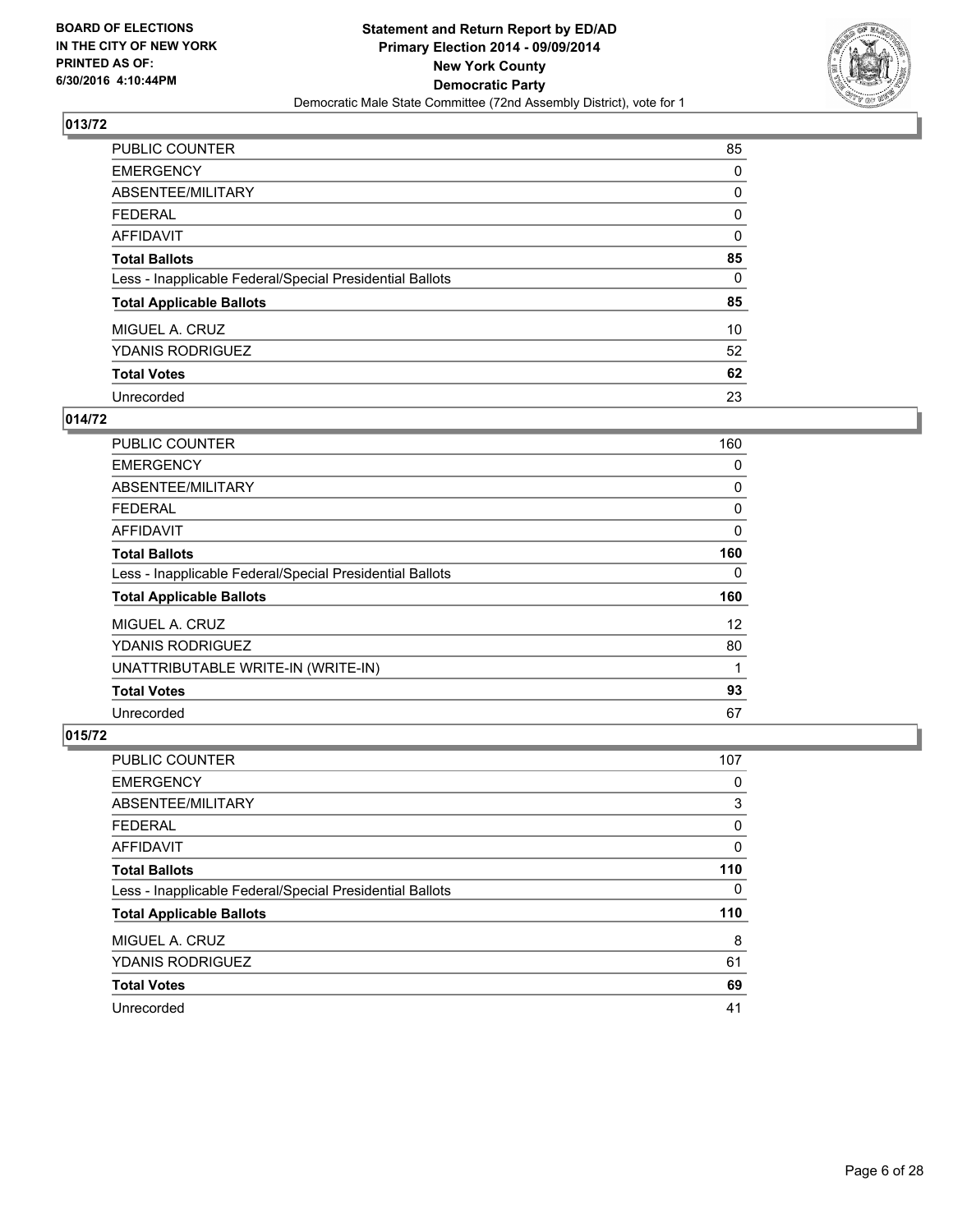**BOARD OF ELECTIONS IN THE CITY OF NEW YORK PRINTED AS OF: 6/30/2016 4:10:44PM**

**Statement and Return Report by ED/AD**
**Primary Election 2014 - 09/09/2014**
**New York County**
**Democratic Party**
Democratic Male State Committee (72nd Assembly District), vote for 1

### 013/72

| | |
|---|---|
| PUBLIC COUNTER | 85 |
| EMERGENCY | 0 |
| ABSENTEE/MILITARY | 0 |
| FEDERAL | 0 |
| AFFIDAVIT | 0 |
| **Total Ballots** | **85** |
| Less - Inapplicable Federal/Special Presidential Ballots | 0 |
| **Total Applicable Ballots** | **85** |
| MIGUEL A. CRUZ | 10 |
| YDANIS RODRIGUEZ | 52 |
| **Total Votes** | **62** |
| Unrecorded | 23 |

### 014/72

| | |
|---|---|
| PUBLIC COUNTER | 160 |
| EMERGENCY | 0 |
| ABSENTEE/MILITARY | 0 |
| FEDERAL | 0 |
| AFFIDAVIT | 0 |
| **Total Ballots** | **160** |
| Less - Inapplicable Federal/Special Presidential Ballots | 0 |
| **Total Applicable Ballots** | **160** |
| MIGUEL A. CRUZ | 12 |
| YDANIS RODRIGUEZ | 80 |
| UNATTRIBUTABLE WRITE-IN (WRITE-IN) | 1 |
| **Total Votes** | **93** |
| Unrecorded | 67 |

### 015/72

| | |
|---|---|
| PUBLIC COUNTER | 107 |
| EMERGENCY | 0 |
| ABSENTEE/MILITARY | 3 |
| FEDERAL | 0 |
| AFFIDAVIT | 0 |
| **Total Ballots** | **110** |
| Less - Inapplicable Federal/Special Presidential Ballots | 0 |
| **Total Applicable Ballots** | **110** |
| MIGUEL A. CRUZ | 8 |
| YDANIS RODRIGUEZ | 61 |
| **Total Votes** | **69** |
| Unrecorded | 41 |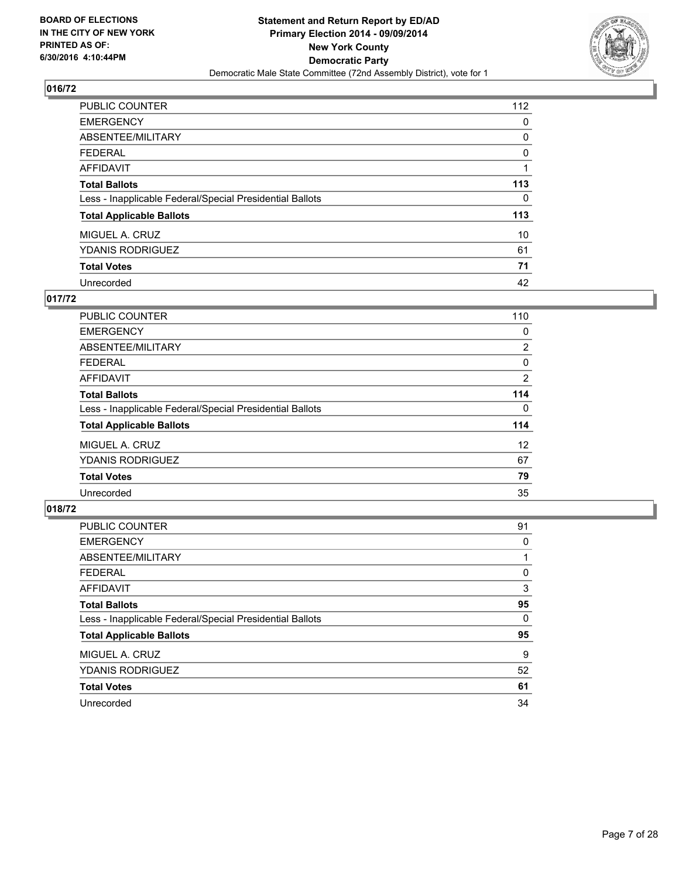BOARD OF ELECTIONS
IN THE CITY OF NEW YORK
PRINTED AS OF:
6/30/2016 4:10:44PM

**Statement and Return Report by ED/AD**
**Primary Election 2014 - 09/09/2014**
**New York County**
**Democratic Party**
Democratic Male State Committee (72nd Assembly District), vote for 1

### 016/72

| | |
|---|---|
| PUBLIC COUNTER | 112 |
| EMERGENCY | 0 |
| ABSENTEE/MILITARY | 0 |
| FEDERAL | 0 |
| AFFIDAVIT | 1 |
| **Total Ballots** | **113** |
| Less - Inapplicable Federal/Special Presidential Ballots | 0 |
| **Total Applicable Ballots** | **113** |
| MIGUEL A. CRUZ | 10 |
| YDANIS RODRIGUEZ | 61 |
| **Total Votes** | **71** |
| Unrecorded | 42 |

### 017/72

| | |
|---|---|
| PUBLIC COUNTER | 110 |
| EMERGENCY | 0 |
| ABSENTEE/MILITARY | 2 |
| FEDERAL | 0 |
| AFFIDAVIT | 2 |
| **Total Ballots** | **114** |
| Less - Inapplicable Federal/Special Presidential Ballots | 0 |
| **Total Applicable Ballots** | **114** |
| MIGUEL A. CRUZ | 12 |
| YDANIS RODRIGUEZ | 67 |
| **Total Votes** | **79** |
| Unrecorded | 35 |

### 018/72

| | |
|---|---|
| PUBLIC COUNTER | 91 |
| EMERGENCY | 0 |
| ABSENTEE/MILITARY | 1 |
| FEDERAL | 0 |
| AFFIDAVIT | 3 |
| **Total Ballots** | **95** |
| Less - Inapplicable Federal/Special Presidential Ballots | 0 |
| **Total Applicable Ballots** | **95** |
| MIGUEL A. CRUZ | 9 |
| YDANIS RODRIGUEZ | 52 |
| **Total Votes** | **61** |
| Unrecorded | 34 |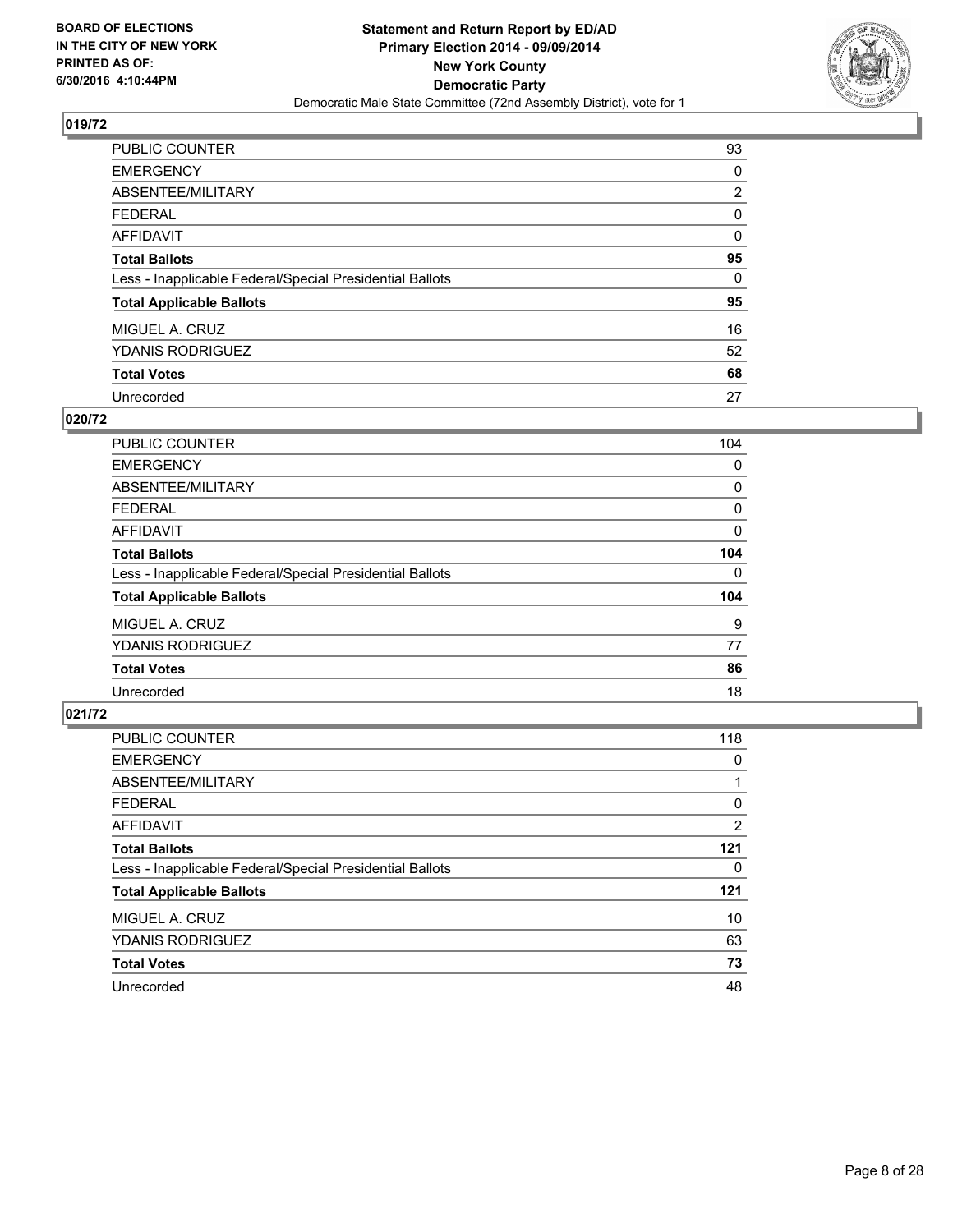BOARD OF ELECTIONS
IN THE CITY OF NEW YORK
PRINTED AS OF:
6/30/2016 4:10:44PM

**Statement and Return Report by ED/AD**
**Primary Election 2014 - 09/09/2014**
**New York County**
**Democratic Party**
Democratic Male State Committee (72nd Assembly District), vote for 1

### 019/72

| | |
|---|---|
| PUBLIC COUNTER | 93 |
| EMERGENCY | 0 |
| ABSENTEE/MILITARY | 2 |
| FEDERAL | 0 |
| AFFIDAVIT | 0 |
| **Total Ballots** | **95** |
| Less - Inapplicable Federal/Special Presidential Ballots | 0 |
| **Total Applicable Ballots** | **95** |
| MIGUEL A. CRUZ | 16 |
| YDANIS RODRIGUEZ | 52 |
| **Total Votes** | **68** |
| Unrecorded | 27 |

### 020/72

| | |
|---|---|
| PUBLIC COUNTER | 104 |
| EMERGENCY | 0 |
| ABSENTEE/MILITARY | 0 |
| FEDERAL | 0 |
| AFFIDAVIT | 0 |
| **Total Ballots** | **104** |
| Less - Inapplicable Federal/Special Presidential Ballots | 0 |
| **Total Applicable Ballots** | **104** |
| MIGUEL A. CRUZ | 9 |
| YDANIS RODRIGUEZ | 77 |
| **Total Votes** | **86** |
| Unrecorded | 18 |

### 021/72

| | |
|---|---|
| PUBLIC COUNTER | 118 |
| EMERGENCY | 0 |
| ABSENTEE/MILITARY | 1 |
| FEDERAL | 0 |
| AFFIDAVIT | 2 |
| **Total Ballots** | **121** |
| Less - Inapplicable Federal/Special Presidential Ballots | 0 |
| **Total Applicable Ballots** | **121** |
| MIGUEL A. CRUZ | 10 |
| YDANIS RODRIGUEZ | 63 |
| **Total Votes** | **73** |
| Unrecorded | 48 |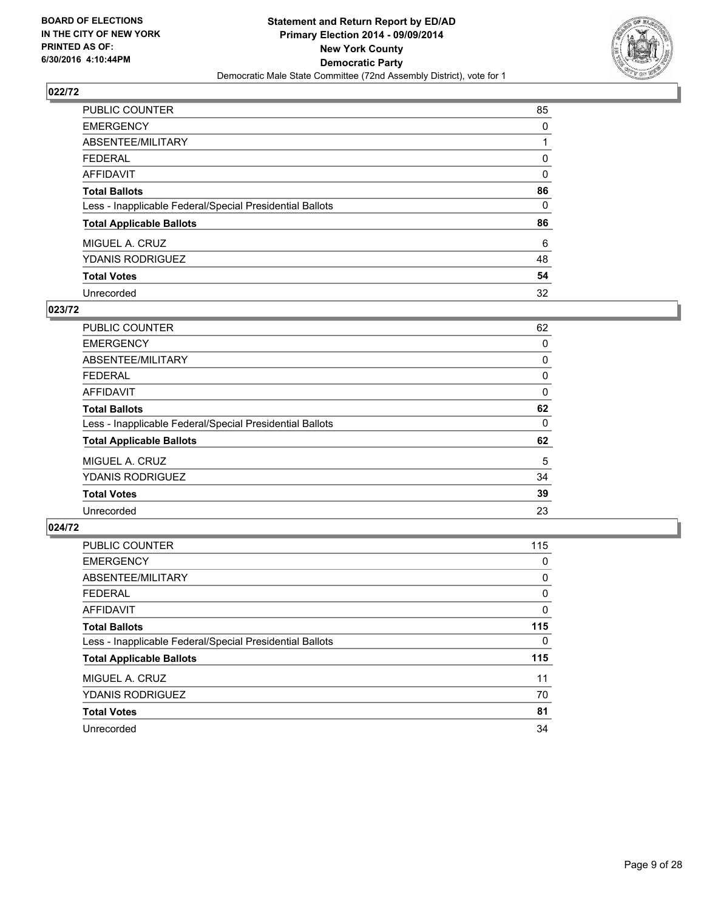**BOARD OF ELECTIONS IN THE CITY OF NEW YORK PRINTED AS OF: 6/30/2016 4:10:44PM**

**Statement and Return Report by ED/AD**
**Primary Election 2014 - 09/09/2014**
**New York County**
**Democratic Party**
Democratic Male State Committee (72nd Assembly District), vote for 1

## 022/72

| | |
|---|---|
| PUBLIC COUNTER | 85 |
| EMERGENCY | 0 |
| ABSENTEE/MILITARY | 1 |
| FEDERAL | 0 |
| AFFIDAVIT | 0 |
| **Total Ballots** | **86** |
| Less - Inapplicable Federal/Special Presidential Ballots | 0 |
| **Total Applicable Ballots** | **86** |
| MIGUEL A. CRUZ | 6 |
| YDANIS RODRIGUEZ | 48 |
| **Total Votes** | **54** |
| Unrecorded | 32 |

## 023/72

| | |
|---|---|
| PUBLIC COUNTER | 62 |
| EMERGENCY | 0 |
| ABSENTEE/MILITARY | 0 |
| FEDERAL | 0 |
| AFFIDAVIT | 0 |
| **Total Ballots** | **62** |
| Less - Inapplicable Federal/Special Presidential Ballots | 0 |
| **Total Applicable Ballots** | **62** |
| MIGUEL A. CRUZ | 5 |
| YDANIS RODRIGUEZ | 34 |
| **Total Votes** | **39** |
| Unrecorded | 23 |

## 024/72

| | |
|---|---|
| PUBLIC COUNTER | 115 |
| EMERGENCY | 0 |
| ABSENTEE/MILITARY | 0 |
| FEDERAL | 0 |
| AFFIDAVIT | 0 |
| **Total Ballots** | **115** |
| Less - Inapplicable Federal/Special Presidential Ballots | 0 |
| **Total Applicable Ballots** | **115** |
| MIGUEL A. CRUZ | 11 |
| YDANIS RODRIGUEZ | 70 |
| **Total Votes** | **81** |
| Unrecorded | 34 |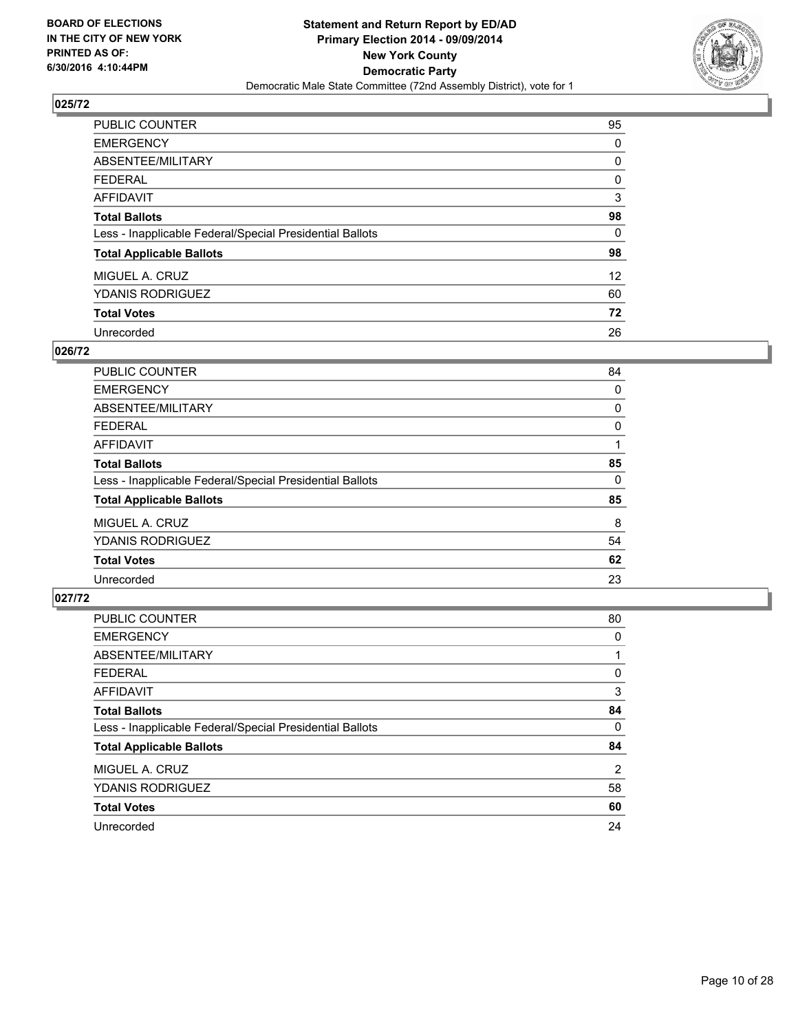**BOARD OF ELECTIONS IN THE CITY OF NEW YORK PRINTED AS OF: 6/30/2016 4:10:44PM**

**Statement and Return Report by ED/AD Primary Election 2014 - 09/09/2014 New York County Democratic Party**

Democratic Male State Committee (72nd Assembly District), vote for 1

### 025/72

| | |
|---|---|
| PUBLIC COUNTER | 95 |
| EMERGENCY | 0 |
| ABSENTEE/MILITARY | 0 |
| FEDERAL | 0 |
| AFFIDAVIT | 3 |
| **Total Ballots** | **98** |
| Less - Inapplicable Federal/Special Presidential Ballots | 0 |
| **Total Applicable Ballots** | **98** |
| MIGUEL A. CRUZ | 12 |
| YDANIS RODRIGUEZ | 60 |
| **Total Votes** | **72** |
| Unrecorded | 26 |

### 026/72

| | |
|---|---|
| PUBLIC COUNTER | 84 |
| EMERGENCY | 0 |
| ABSENTEE/MILITARY | 0 |
| FEDERAL | 0 |
| AFFIDAVIT | 1 |
| **Total Ballots** | **85** |
| Less - Inapplicable Federal/Special Presidential Ballots | 0 |
| **Total Applicable Ballots** | **85** |
| MIGUEL A. CRUZ | 8 |
| YDANIS RODRIGUEZ | 54 |
| **Total Votes** | **62** |
| Unrecorded | 23 |

### 027/72

| | |
|---|---|
| PUBLIC COUNTER | 80 |
| EMERGENCY | 0 |
| ABSENTEE/MILITARY | 1 |
| FEDERAL | 0 |
| AFFIDAVIT | 3 |
| **Total Ballots** | **84** |
| Less - Inapplicable Federal/Special Presidential Ballots | 0 |
| **Total Applicable Ballots** | **84** |
| MIGUEL A. CRUZ | 2 |
| YDANIS RODRIGUEZ | 58 |
| **Total Votes** | **60** |
| Unrecorded | 24 |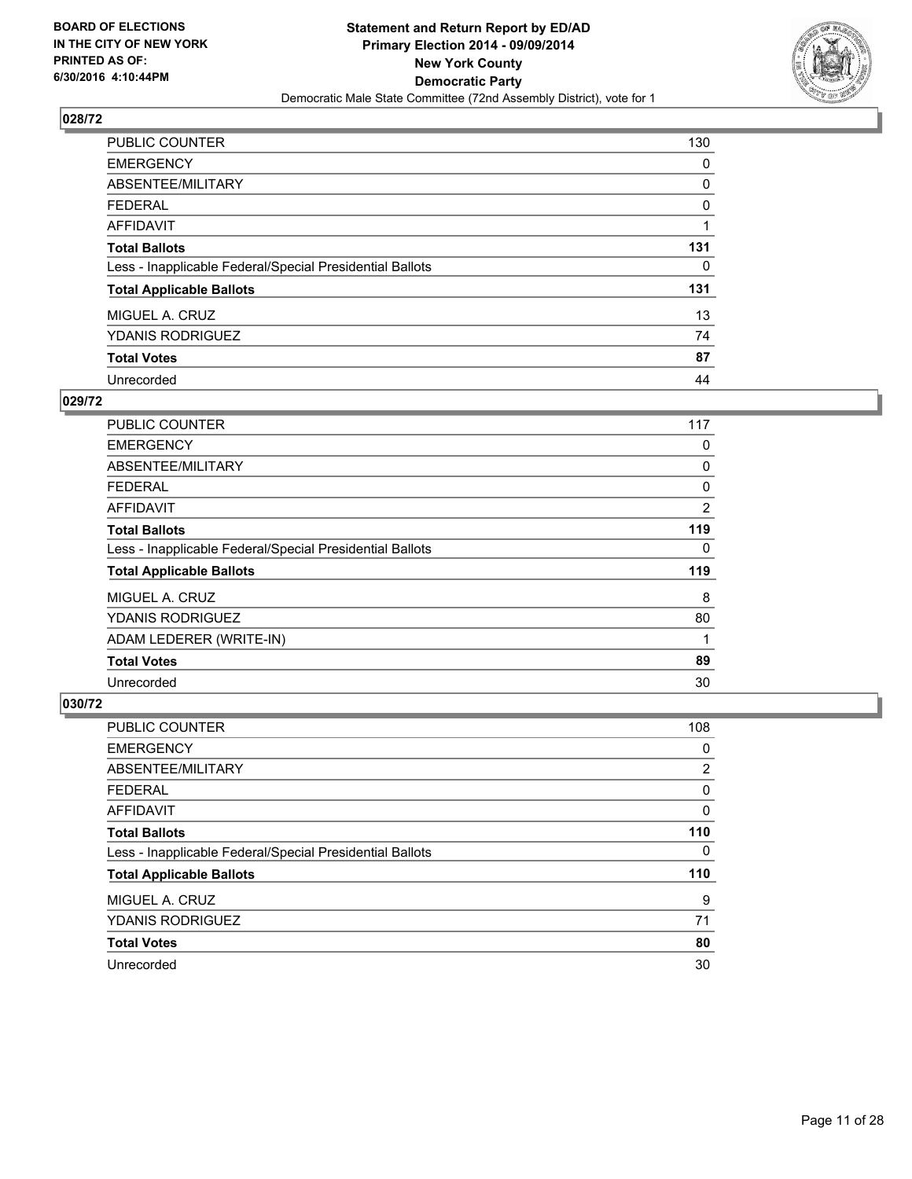## 028/72

| | |
|---|---|
| PUBLIC COUNTER | 130 |
| EMERGENCY | 0 |
| ABSENTEE/MILITARY | 0 |
| FEDERAL | 0 |
| AFFIDAVIT | 1 |
| **Total Ballots** | **131** |
| Less - Inapplicable Federal/Special Presidential Ballots | 0 |
| **Total Applicable Ballots** | **131** |
| MIGUEL A. CRUZ | 13 |
| YDANIS RODRIGUEZ | 74 |
| **Total Votes** | **87** |
| Unrecorded | 44 |

## 029/72

| | |
|---|---|
| PUBLIC COUNTER | 117 |
| EMERGENCY | 0 |
| ABSENTEE/MILITARY | 0 |
| FEDERAL | 0 |
| AFFIDAVIT | 2 |
| **Total Ballots** | **119** |
| Less - Inapplicable Federal/Special Presidential Ballots | 0 |
| **Total Applicable Ballots** | **119** |
| MIGUEL A. CRUZ | 8 |
| YDANIS RODRIGUEZ | 80 |
| ADAM LEDERER (WRITE-IN) | 1 |
| **Total Votes** | **89** |
| Unrecorded | 30 |

## 030/72

| | |
|---|---|
| PUBLIC COUNTER | 108 |
| EMERGENCY | 0 |
| ABSENTEE/MILITARY | 2 |
| FEDERAL | 0 |
| AFFIDAVIT | 0 |
| **Total Ballots** | **110** |
| Less - Inapplicable Federal/Special Presidential Ballots | 0 |
| **Total Applicable Ballots** | **110** |
| MIGUEL A. CRUZ | 9 |
| YDANIS RODRIGUEZ | 71 |
| **Total Votes** | **80** |
| Unrecorded | 30 |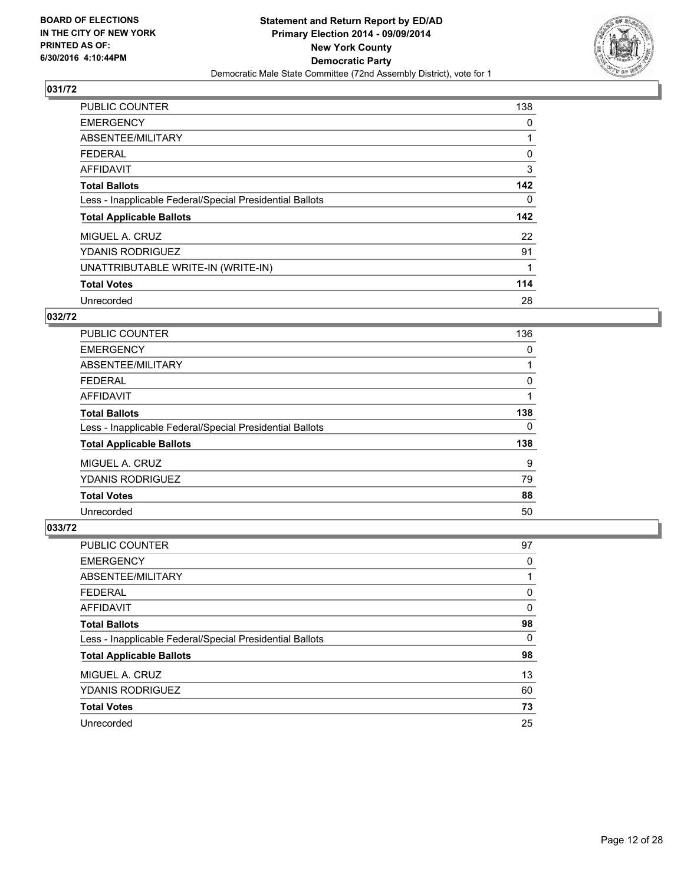BOARD OF ELECTIONS
IN THE CITY OF NEW YORK
PRINTED AS OF:
6/30/2016 4:10:44PM

**Statement and Return Report by ED/AD**
**Primary Election 2014 - 09/09/2014**
**New York County**
**Democratic Party**
Democratic Male State Committee (72nd Assembly District), vote for 1

### 031/72

| | |
|---|---|
| PUBLIC COUNTER | 138 |
| EMERGENCY | 0 |
| ABSENTEE/MILITARY | 1 |
| FEDERAL | 0 |
| AFFIDAVIT | 3 |
| **Total Ballots** | **142** |
| Less - Inapplicable Federal/Special Presidential Ballots | 0 |
| **Total Applicable Ballots** | **142** |
| MIGUEL A. CRUZ | 22 |
| YDANIS RODRIGUEZ | 91 |
| UNATTRIBUTABLE WRITE-IN (WRITE-IN) | 1 |
| **Total Votes** | **114** |
| Unrecorded | 28 |

### 032/72

| | |
|---|---|
| PUBLIC COUNTER | 136 |
| EMERGENCY | 0 |
| ABSENTEE/MILITARY | 1 |
| FEDERAL | 0 |
| AFFIDAVIT | 1 |
| **Total Ballots** | **138** |
| Less - Inapplicable Federal/Special Presidential Ballots | 0 |
| **Total Applicable Ballots** | **138** |
| MIGUEL A. CRUZ | 9 |
| YDANIS RODRIGUEZ | 79 |
| **Total Votes** | **88** |
| Unrecorded | 50 |

### 033/72

| | |
|---|---|
| PUBLIC COUNTER | 97 |
| EMERGENCY | 0 |
| ABSENTEE/MILITARY | 1 |
| FEDERAL | 0 |
| AFFIDAVIT | 0 |
| **Total Ballots** | **98** |
| Less - Inapplicable Federal/Special Presidential Ballots | 0 |
| **Total Applicable Ballots** | **98** |
| MIGUEL A. CRUZ | 13 |
| YDANIS RODRIGUEZ | 60 |
| **Total Votes** | **73** |
| Unrecorded | 25 |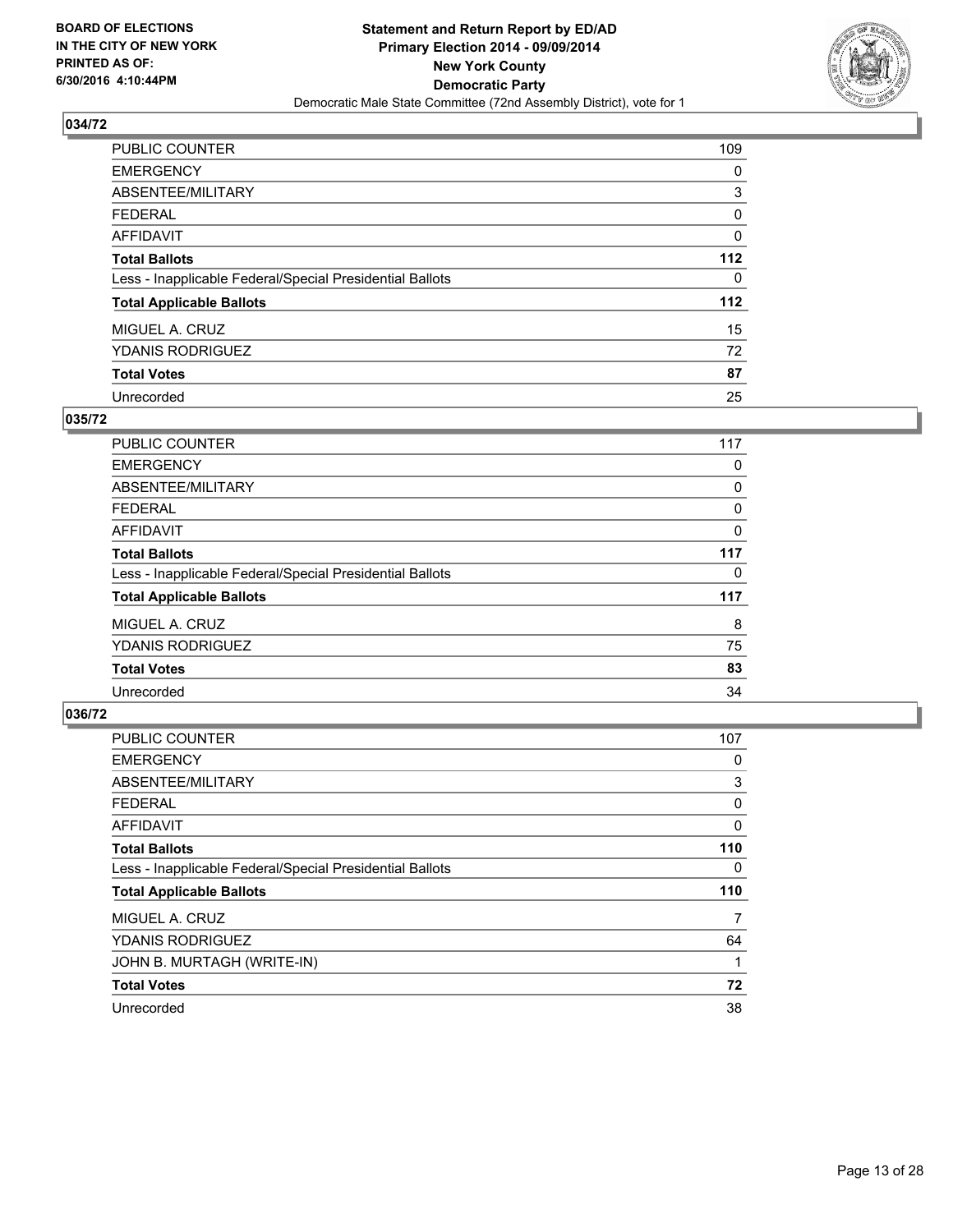BOARD OF ELECTIONS
IN THE CITY OF NEW YORK
PRINTED AS OF:
6/30/2016 4:10:44PM

**Statement and Return Report by ED/AD**
**Primary Election 2014 - 09/09/2014**
**New York County**
**Democratic Party**
Democratic Male State Committee (72nd Assembly District), vote for 1

## 034/72

| | |
|---|---|
| PUBLIC COUNTER | 109 |
| EMERGENCY | 0 |
| ABSENTEE/MILITARY | 3 |
| FEDERAL | 0 |
| AFFIDAVIT | 0 |
| **Total Ballots** | **112** |
| Less - Inapplicable Federal/Special Presidential Ballots | 0 |
| **Total Applicable Ballots** | **112** |
| MIGUEL A. CRUZ | 15 |
| YDANIS RODRIGUEZ | 72 |
| **Total Votes** | **87** |
| Unrecorded | 25 |

## 035/72

| | |
|---|---|
| PUBLIC COUNTER | 117 |
| EMERGENCY | 0 |
| ABSENTEE/MILITARY | 0 |
| FEDERAL | 0 |
| AFFIDAVIT | 0 |
| **Total Ballots** | **117** |
| Less - Inapplicable Federal/Special Presidential Ballots | 0 |
| **Total Applicable Ballots** | **117** |
| MIGUEL A. CRUZ | 8 |
| YDANIS RODRIGUEZ | 75 |
| **Total Votes** | **83** |
| Unrecorded | 34 |

## 036/72

| | |
|---|---|
| PUBLIC COUNTER | 107 |
| EMERGENCY | 0 |
| ABSENTEE/MILITARY | 3 |
| FEDERAL | 0 |
| AFFIDAVIT | 0 |
| **Total Ballots** | **110** |
| Less - Inapplicable Federal/Special Presidential Ballots | 0 |
| **Total Applicable Ballots** | **110** |
| MIGUEL A. CRUZ | 7 |
| YDANIS RODRIGUEZ | 64 |
| JOHN B. MURTAGH (WRITE-IN) | 1 |
| **Total Votes** | **72** |
| Unrecorded | 38 |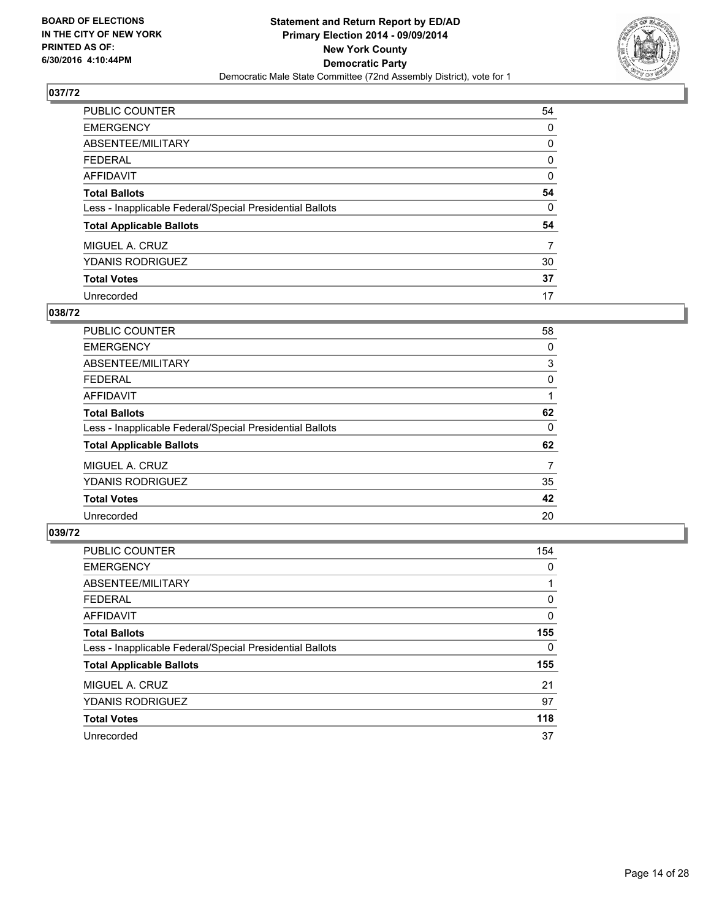BOARD OF ELECTIONS
IN THE CITY OF NEW YORK
PRINTED AS OF:
6/30/2016 4:10:44PM

**Statement and Return Report by ED/AD**
**Primary Election 2014 - 09/09/2014**
**New York County**
**Democratic Party**
Democratic Male State Committee (72nd Assembly District), vote for 1

## 037/72

| | |
|---|---|
| PUBLIC COUNTER | 54 |
| EMERGENCY | 0 |
| ABSENTEE/MILITARY | 0 |
| FEDERAL | 0 |
| AFFIDAVIT | 0 |
| **Total Ballots** | **54** |
| Less - Inapplicable Federal/Special Presidential Ballots | 0 |
| **Total Applicable Ballots** | **54** |
| MIGUEL A. CRUZ | 7 |
| YDANIS RODRIGUEZ | 30 |
| **Total Votes** | **37** |
| Unrecorded | 17 |

## 038/72

| | |
|---|---|
| PUBLIC COUNTER | 58 |
| EMERGENCY | 0 |
| ABSENTEE/MILITARY | 3 |
| FEDERAL | 0 |
| AFFIDAVIT | 1 |
| **Total Ballots** | **62** |
| Less - Inapplicable Federal/Special Presidential Ballots | 0 |
| **Total Applicable Ballots** | **62** |
| MIGUEL A. CRUZ | 7 |
| YDANIS RODRIGUEZ | 35 |
| **Total Votes** | **42** |
| Unrecorded | 20 |

## 039/72

| | |
|---|---|
| PUBLIC COUNTER | 154 |
| EMERGENCY | 0 |
| ABSENTEE/MILITARY | 1 |
| FEDERAL | 0 |
| AFFIDAVIT | 0 |
| **Total Ballots** | **155** |
| Less - Inapplicable Federal/Special Presidential Ballots | 0 |
| **Total Applicable Ballots** | **155** |
| MIGUEL A. CRUZ | 21 |
| YDANIS RODRIGUEZ | 97 |
| **Total Votes** | **118** |
| Unrecorded | 37 |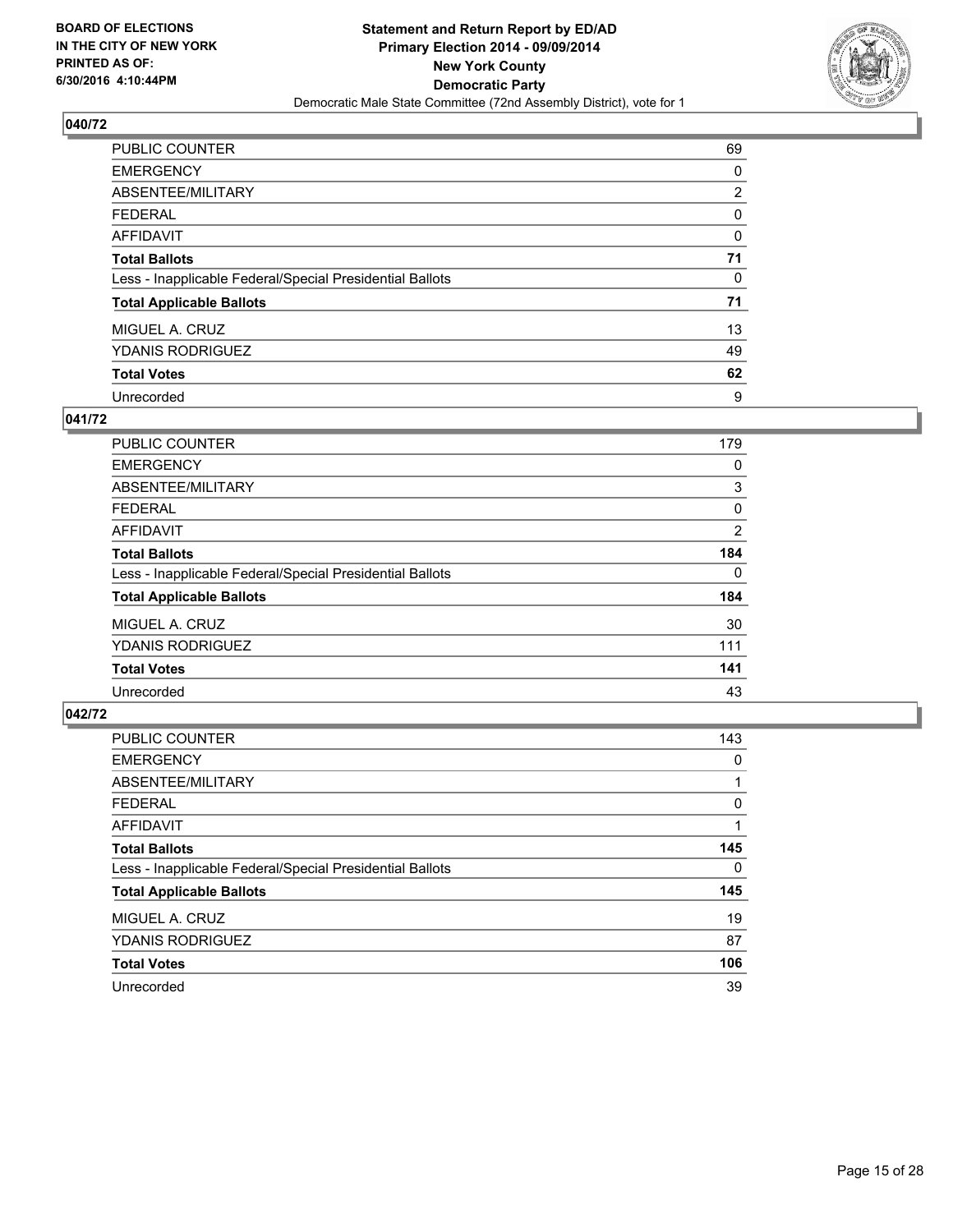**BOARD OF ELECTIONS IN THE CITY OF NEW YORK PRINTED AS OF: 6/30/2016 4:10:44PM**

**Statement and Return Report by ED/AD Primary Election 2014 - 09/09/2014 New York County Democratic Party**

Democratic Male State Committee (72nd Assembly District), vote for 1

## 040/72

| | |
|---|---|
| PUBLIC COUNTER | 69 |
| EMERGENCY | 0 |
| ABSENTEE/MILITARY | 2 |
| FEDERAL | 0 |
| AFFIDAVIT | 0 |
| **Total Ballots** | **71** |
| Less - Inapplicable Federal/Special Presidential Ballots | 0 |
| **Total Applicable Ballots** | **71** |
| MIGUEL A. CRUZ | 13 |
| YDANIS RODRIGUEZ | 49 |
| **Total Votes** | **62** |
| Unrecorded | 9 |

## 041/72

| | |
|---|---|
| PUBLIC COUNTER | 179 |
| EMERGENCY | 0 |
| ABSENTEE/MILITARY | 3 |
| FEDERAL | 0 |
| AFFIDAVIT | 2 |
| **Total Ballots** | **184** |
| Less - Inapplicable Federal/Special Presidential Ballots | 0 |
| **Total Applicable Ballots** | **184** |
| MIGUEL A. CRUZ | 30 |
| YDANIS RODRIGUEZ | 111 |
| **Total Votes** | **141** |
| Unrecorded | 43 |

## 042/72

| | |
|---|---|
| PUBLIC COUNTER | 143 |
| EMERGENCY | 0 |
| ABSENTEE/MILITARY | 1 |
| FEDERAL | 0 |
| AFFIDAVIT | 1 |
| **Total Ballots** | **145** |
| Less - Inapplicable Federal/Special Presidential Ballots | 0 |
| **Total Applicable Ballots** | **145** |
| MIGUEL A. CRUZ | 19 |
| YDANIS RODRIGUEZ | 87 |
| **Total Votes** | **106** |
| Unrecorded | 39 |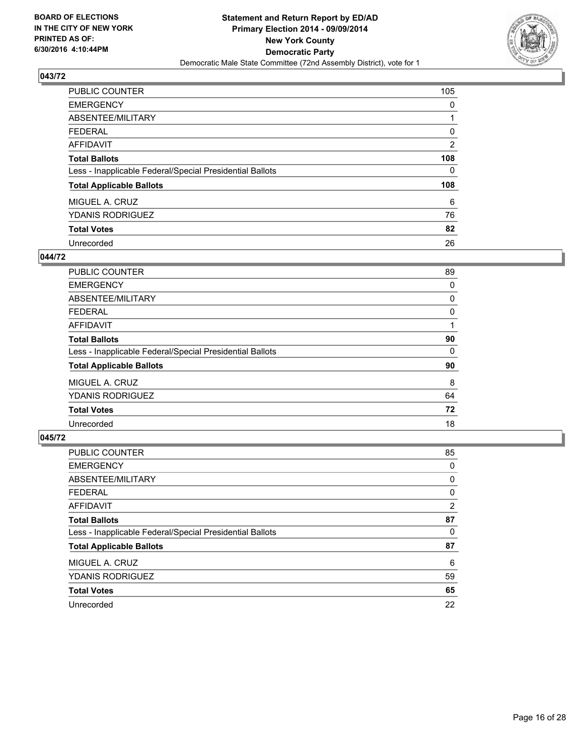**BOARD OF ELECTIONS**
**IN THE CITY OF NEW YORK**
**PRINTED AS OF:**
**6/30/2016 4:10:44PM**

**Statement and Return Report by ED/AD**
**Primary Election 2014 - 09/09/2014**
**New York County**
**Democratic Party**
Democratic Male State Committee (72nd Assembly District), vote for 1

### 043/72

| | |
|---|---|
| PUBLIC COUNTER | 105 |
| EMERGENCY | 0 |
| ABSENTEE/MILITARY | 1 |
| FEDERAL | 0 |
| AFFIDAVIT | 2 |
| **Total Ballots** | **108** |
| Less - Inapplicable Federal/Special Presidential Ballots | 0 |
| **Total Applicable Ballots** | **108** |
| MIGUEL A. CRUZ | 6 |
| YDANIS RODRIGUEZ | 76 |
| **Total Votes** | **82** |
| Unrecorded | 26 |

### 044/72

| | |
|---|---|
| PUBLIC COUNTER | 89 |
| EMERGENCY | 0 |
| ABSENTEE/MILITARY | 0 |
| FEDERAL | 0 |
| AFFIDAVIT | 1 |
| **Total Ballots** | **90** |
| Less - Inapplicable Federal/Special Presidential Ballots | 0 |
| **Total Applicable Ballots** | **90** |
| MIGUEL A. CRUZ | 8 |
| YDANIS RODRIGUEZ | 64 |
| **Total Votes** | **72** |
| Unrecorded | 18 |

### 045/72

| | |
|---|---|
| PUBLIC COUNTER | 85 |
| EMERGENCY | 0 |
| ABSENTEE/MILITARY | 0 |
| FEDERAL | 0 |
| AFFIDAVIT | 2 |
| **Total Ballots** | **87** |
| Less - Inapplicable Federal/Special Presidential Ballots | 0 |
| **Total Applicable Ballots** | **87** |
| MIGUEL A. CRUZ | 6 |
| YDANIS RODRIGUEZ | 59 |
| **Total Votes** | **65** |
| Unrecorded | 22 |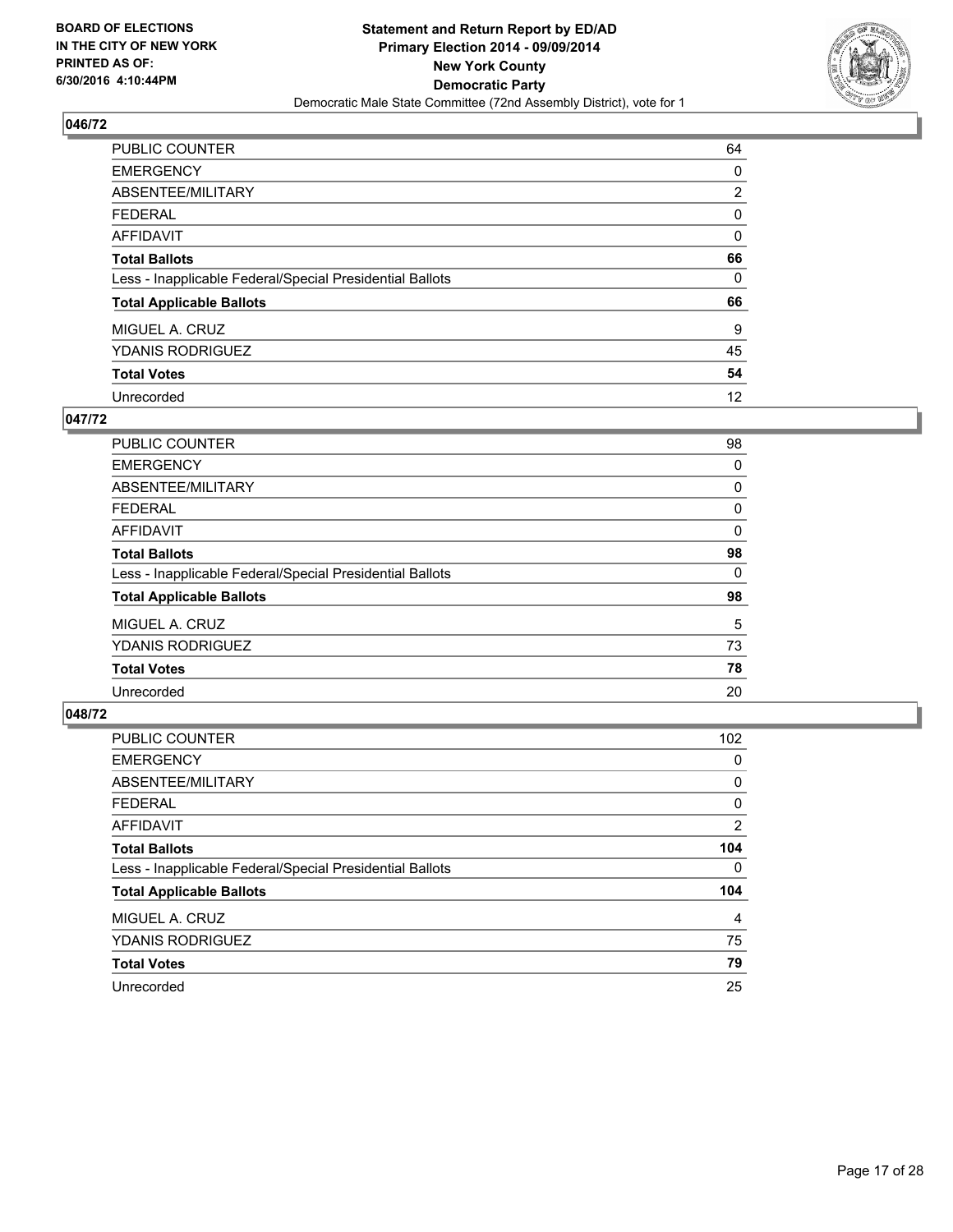BOARD OF ELECTIONS
IN THE CITY OF NEW YORK
PRINTED AS OF:
6/30/2016 4:10:44PM

**Statement and Return Report by ED/AD**
**Primary Election 2014 - 09/09/2014**
**New York County**
**Democratic Party**
Democratic Male State Committee (72nd Assembly District), vote for 1

## 046/72

| | |
|---|---|
| PUBLIC COUNTER | 64 |
| EMERGENCY | 0 |
| ABSENTEE/MILITARY | 2 |
| FEDERAL | 0 |
| AFFIDAVIT | 0 |
| **Total Ballots** | **66** |
| Less - Inapplicable Federal/Special Presidential Ballots | 0 |
| **Total Applicable Ballots** | **66** |
| MIGUEL A. CRUZ | 9 |
| YDANIS RODRIGUEZ | 45 |
| **Total Votes** | **54** |
| Unrecorded | 12 |

## 047/72

| | |
|---|---|
| PUBLIC COUNTER | 98 |
| EMERGENCY | 0 |
| ABSENTEE/MILITARY | 0 |
| FEDERAL | 0 |
| AFFIDAVIT | 0 |
| **Total Ballots** | **98** |
| Less - Inapplicable Federal/Special Presidential Ballots | 0 |
| **Total Applicable Ballots** | **98** |
| MIGUEL A. CRUZ | 5 |
| YDANIS RODRIGUEZ | 73 |
| **Total Votes** | **78** |
| Unrecorded | 20 |

## 048/72

| | |
|---|---|
| PUBLIC COUNTER | 102 |
| EMERGENCY | 0 |
| ABSENTEE/MILITARY | 0 |
| FEDERAL | 0 |
| AFFIDAVIT | 2 |
| **Total Ballots** | **104** |
| Less - Inapplicable Federal/Special Presidential Ballots | 0 |
| **Total Applicable Ballots** | **104** |
| MIGUEL A. CRUZ | 4 |
| YDANIS RODRIGUEZ | 75 |
| **Total Votes** | **79** |
| Unrecorded | 25 |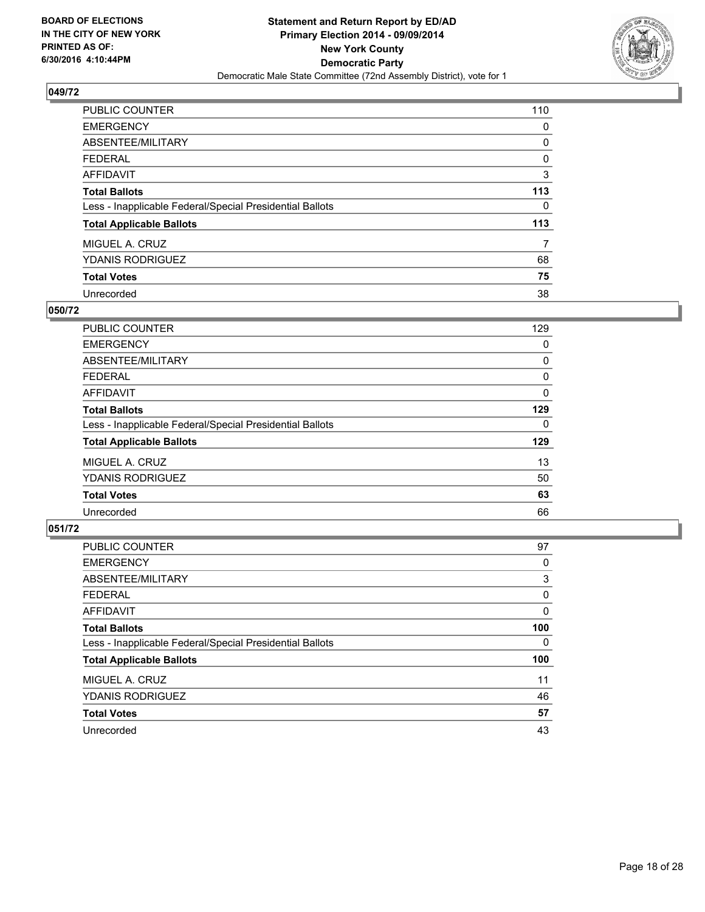**BOARD OF ELECTIONS IN THE CITY OF NEW YORK PRINTED AS OF: 6/30/2016 4:10:44PM**

**Statement and Return Report by ED/AD Primary Election 2014 - 09/09/2014 New York County Democratic Party**
Democratic Male State Committee (72nd Assembly District), vote for 1

### 049/72

| | |
|---|---|
| PUBLIC COUNTER | 110 |
| EMERGENCY | 0 |
| ABSENTEE/MILITARY | 0 |
| FEDERAL | 0 |
| AFFIDAVIT | 3 |
| **Total Ballots** | **113** |
| Less - Inapplicable Federal/Special Presidential Ballots | 0 |
| **Total Applicable Ballots** | **113** |
| MIGUEL A. CRUZ | 7 |
| YDANIS RODRIGUEZ | 68 |
| **Total Votes** | **75** |
| Unrecorded | 38 |

### 050/72

| | |
|---|---|
| PUBLIC COUNTER | 129 |
| EMERGENCY | 0 |
| ABSENTEE/MILITARY | 0 |
| FEDERAL | 0 |
| AFFIDAVIT | 0 |
| **Total Ballots** | **129** |
| Less - Inapplicable Federal/Special Presidential Ballots | 0 |
| **Total Applicable Ballots** | **129** |
| MIGUEL A. CRUZ | 13 |
| YDANIS RODRIGUEZ | 50 |
| **Total Votes** | **63** |
| Unrecorded | 66 |

### 051/72

| | |
|---|---|
| PUBLIC COUNTER | 97 |
| EMERGENCY | 0 |
| ABSENTEE/MILITARY | 3 |
| FEDERAL | 0 |
| AFFIDAVIT | 0 |
| **Total Ballots** | **100** |
| Less - Inapplicable Federal/Special Presidential Ballots | 0 |
| **Total Applicable Ballots** | **100** |
| MIGUEL A. CRUZ | 11 |
| YDANIS RODRIGUEZ | 46 |
| **Total Votes** | **57** |
| Unrecorded | 43 |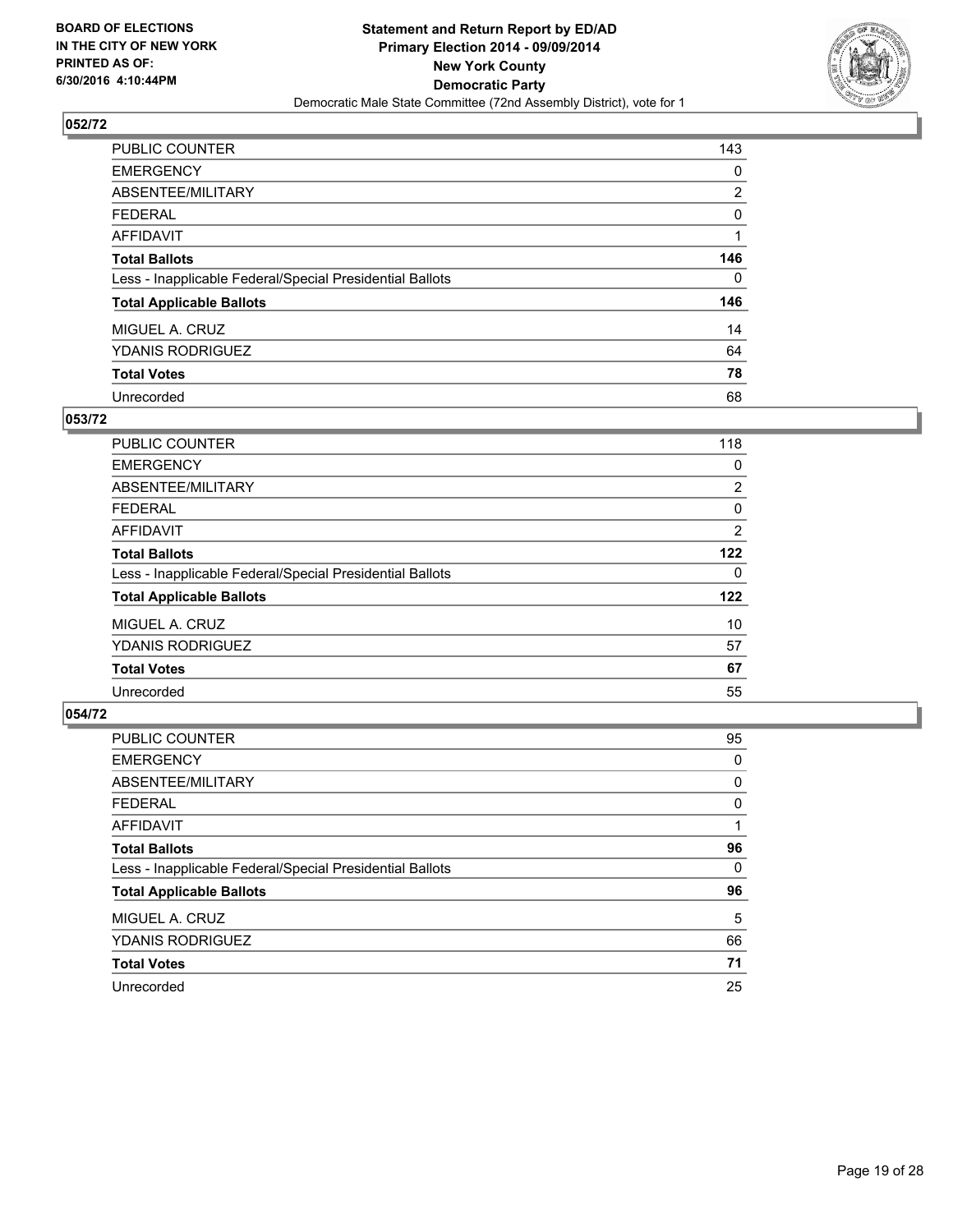**BOARD OF ELECTIONS IN THE CITY OF NEW YORK PRINTED AS OF: 6/30/2016 4:10:44PM**

**Statement and Return Report by ED/AD**
**Primary Election 2014 - 09/09/2014**
**New York County**
**Democratic Party**
Democratic Male State Committee (72nd Assembly District), vote for 1

## 052/72

| | |
|---|---|
| PUBLIC COUNTER | 143 |
| EMERGENCY | 0 |
| ABSENTEE/MILITARY | 2 |
| FEDERAL | 0 |
| AFFIDAVIT | 1 |
| **Total Ballots** | **146** |
| Less - Inapplicable Federal/Special Presidential Ballots | 0 |
| **Total Applicable Ballots** | **146** |
| MIGUEL A. CRUZ | 14 |
| YDANIS RODRIGUEZ | 64 |
| **Total Votes** | **78** |
| Unrecorded | 68 |

## 053/72

| | |
|---|---|
| PUBLIC COUNTER | 118 |
| EMERGENCY | 0 |
| ABSENTEE/MILITARY | 2 |
| FEDERAL | 0 |
| AFFIDAVIT | 2 |
| **Total Ballots** | **122** |
| Less - Inapplicable Federal/Special Presidential Ballots | 0 |
| **Total Applicable Ballots** | **122** |
| MIGUEL A. CRUZ | 10 |
| YDANIS RODRIGUEZ | 57 |
| **Total Votes** | **67** |
| Unrecorded | 55 |

## 054/72

| | |
|---|---|
| PUBLIC COUNTER | 95 |
| EMERGENCY | 0 |
| ABSENTEE/MILITARY | 0 |
| FEDERAL | 0 |
| AFFIDAVIT | 1 |
| **Total Ballots** | **96** |
| Less - Inapplicable Federal/Special Presidential Ballots | 0 |
| **Total Applicable Ballots** | **96** |
| MIGUEL A. CRUZ | 5 |
| YDANIS RODRIGUEZ | 66 |
| **Total Votes** | **71** |
| Unrecorded | 25 |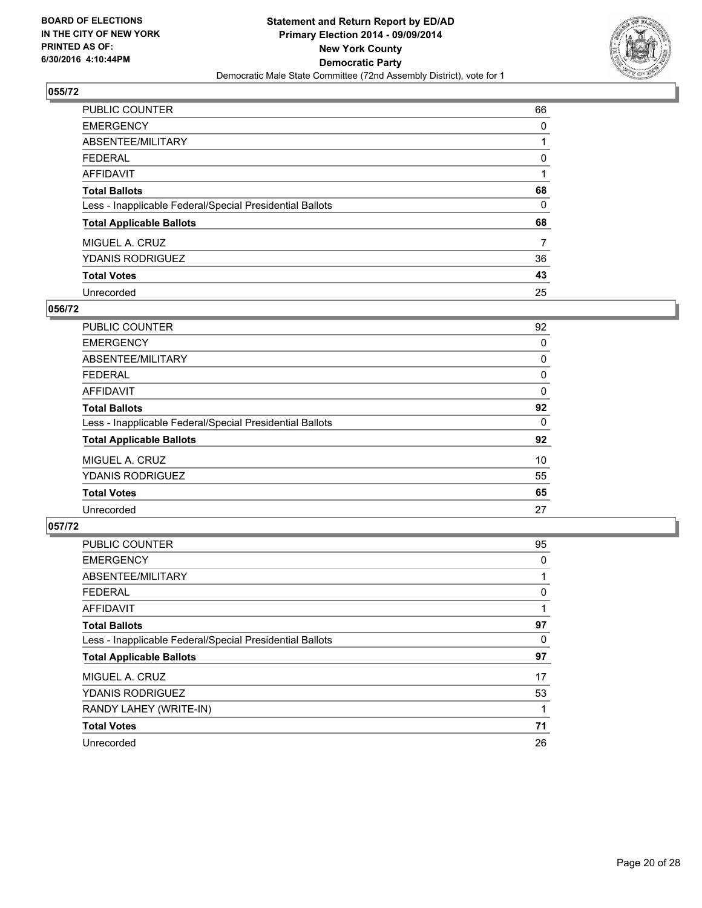BOARD OF ELECTIONS
IN THE CITY OF NEW YORK
PRINTED AS OF:
6/30/2016 4:10:44PM

**Statement and Return Report by ED/AD**
**Primary Election 2014 - 09/09/2014**
**New York County**
**Democratic Party**
Democratic Male State Committee (72nd Assembly District), vote for 1

### 055/72

| | |
|---|---|
| PUBLIC COUNTER | 66 |
| EMERGENCY | 0 |
| ABSENTEE/MILITARY | 1 |
| FEDERAL | 0 |
| AFFIDAVIT | 1 |
| **Total Ballots** | **68** |
| Less - Inapplicable Federal/Special Presidential Ballots | 0 |
| **Total Applicable Ballots** | **68** |
| MIGUEL A. CRUZ | 7 |
| YDANIS RODRIGUEZ | 36 |
| **Total Votes** | **43** |
| Unrecorded | 25 |

### 056/72

| | |
|---|---|
| PUBLIC COUNTER | 92 |
| EMERGENCY | 0 |
| ABSENTEE/MILITARY | 0 |
| FEDERAL | 0 |
| AFFIDAVIT | 0 |
| **Total Ballots** | **92** |
| Less - Inapplicable Federal/Special Presidential Ballots | 0 |
| **Total Applicable Ballots** | **92** |
| MIGUEL A. CRUZ | 10 |
| YDANIS RODRIGUEZ | 55 |
| **Total Votes** | **65** |
| Unrecorded | 27 |

### 057/72

| | |
|---|---|
| PUBLIC COUNTER | 95 |
| EMERGENCY | 0 |
| ABSENTEE/MILITARY | 1 |
| FEDERAL | 0 |
| AFFIDAVIT | 1 |
| **Total Ballots** | **97** |
| Less - Inapplicable Federal/Special Presidential Ballots | 0 |
| **Total Applicable Ballots** | **97** |
| MIGUEL A. CRUZ | 17 |
| YDANIS RODRIGUEZ | 53 |
| RANDY LAHEY (WRITE-IN) | 1 |
| **Total Votes** | **71** |
| Unrecorded | 26 |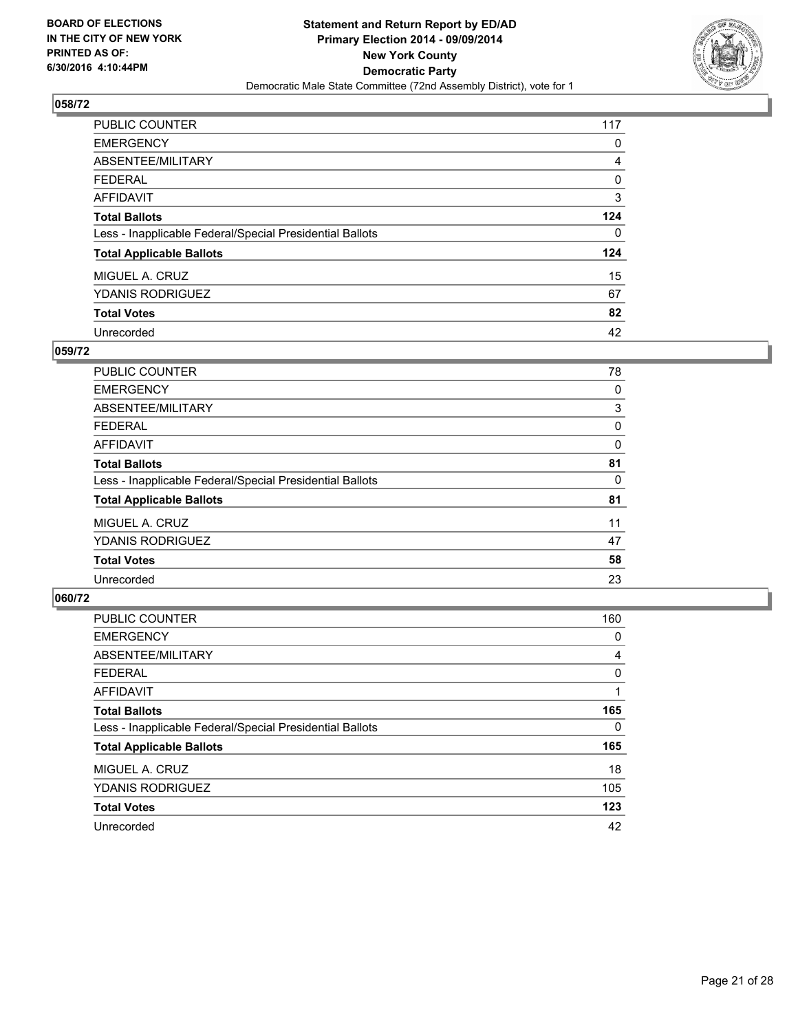**BOARD OF ELECTIONS IN THE CITY OF NEW YORK PRINTED AS OF: 6/30/2016 4:10:44PM**

**Statement and Return Report by ED/AD**
**Primary Election 2014 - 09/09/2014**
**New York County**
**Democratic Party**
Democratic Male State Committee (72nd Assembly District), vote for 1

## 058/72

| | |
|---|---|
| PUBLIC COUNTER | 117 |
| EMERGENCY | 0 |
| ABSENTEE/MILITARY | 4 |
| FEDERAL | 0 |
| AFFIDAVIT | 3 |
| **Total Ballots** | **124** |
| Less - Inapplicable Federal/Special Presidential Ballots | 0 |
| **Total Applicable Ballots** | **124** |
| MIGUEL A. CRUZ | 15 |
| YDANIS RODRIGUEZ | 67 |
| **Total Votes** | **82** |
| Unrecorded | 42 |

## 059/72

| | |
|---|---|
| PUBLIC COUNTER | 78 |
| EMERGENCY | 0 |
| ABSENTEE/MILITARY | 3 |
| FEDERAL | 0 |
| AFFIDAVIT | 0 |
| **Total Ballots** | **81** |
| Less - Inapplicable Federal/Special Presidential Ballots | 0 |
| **Total Applicable Ballots** | **81** |
| MIGUEL A. CRUZ | 11 |
| YDANIS RODRIGUEZ | 47 |
| **Total Votes** | **58** |
| Unrecorded | 23 |

## 060/72

| | |
|---|---|
| PUBLIC COUNTER | 160 |
| EMERGENCY | 0 |
| ABSENTEE/MILITARY | 4 |
| FEDERAL | 0 |
| AFFIDAVIT | 1 |
| **Total Ballots** | **165** |
| Less - Inapplicable Federal/Special Presidential Ballots | 0 |
| **Total Applicable Ballots** | **165** |
| MIGUEL A. CRUZ | 18 |
| YDANIS RODRIGUEZ | 105 |
| **Total Votes** | **123** |
| Unrecorded | 42 |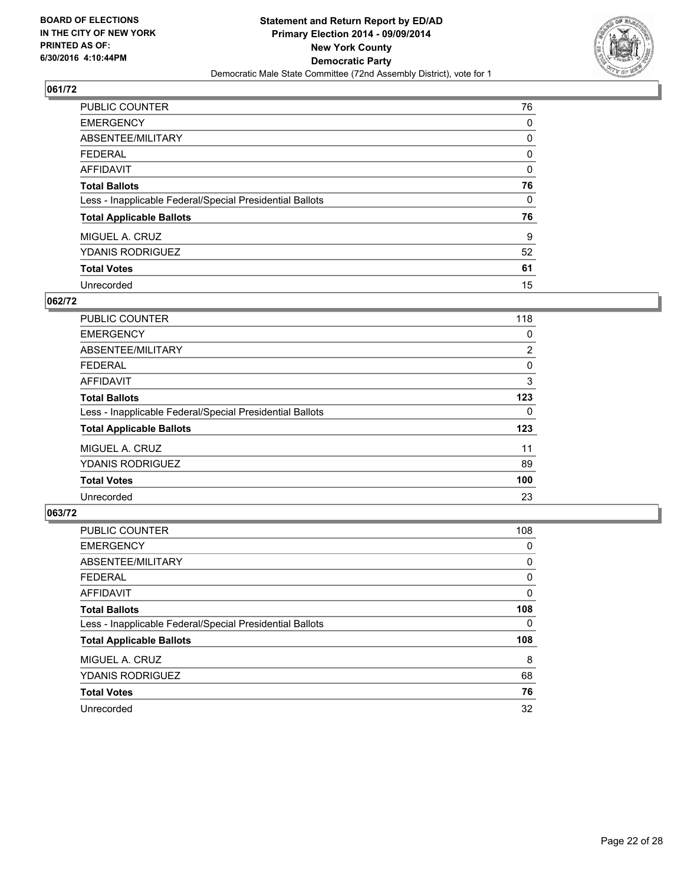**BOARD OF ELECTIONS IN THE CITY OF NEW YORK PRINTED AS OF: 6/30/2016 4:10:44PM**

**Statement and Return Report by ED/AD Primary Election 2014 - 09/09/2014 New York County Democratic Party**
Democratic Male State Committee (72nd Assembly District), vote for 1

## 061/72

| | |
|---|---|
| PUBLIC COUNTER | 76 |
| EMERGENCY | 0 |
| ABSENTEE/MILITARY | 0 |
| FEDERAL | 0 |
| AFFIDAVIT | 0 |
| **Total Ballots** | **76** |
| Less - Inapplicable Federal/Special Presidential Ballots | 0 |
| **Total Applicable Ballots** | **76** |
| MIGUEL A. CRUZ | 9 |
| YDANIS RODRIGUEZ | 52 |
| **Total Votes** | **61** |
| Unrecorded | 15 |

## 062/72

| | |
|---|---|
| PUBLIC COUNTER | 118 |
| EMERGENCY | 0 |
| ABSENTEE/MILITARY | 2 |
| FEDERAL | 0 |
| AFFIDAVIT | 3 |
| **Total Ballots** | **123** |
| Less - Inapplicable Federal/Special Presidential Ballots | 0 |
| **Total Applicable Ballots** | **123** |
| MIGUEL A. CRUZ | 11 |
| YDANIS RODRIGUEZ | 89 |
| **Total Votes** | **100** |
| Unrecorded | 23 |

## 063/72

| | |
|---|---|
| PUBLIC COUNTER | 108 |
| EMERGENCY | 0 |
| ABSENTEE/MILITARY | 0 |
| FEDERAL | 0 |
| AFFIDAVIT | 0 |
| **Total Ballots** | **108** |
| Less - Inapplicable Federal/Special Presidential Ballots | 0 |
| **Total Applicable Ballots** | **108** |
| MIGUEL A. CRUZ | 8 |
| YDANIS RODRIGUEZ | 68 |
| **Total Votes** | **76** |
| Unrecorded | 32 |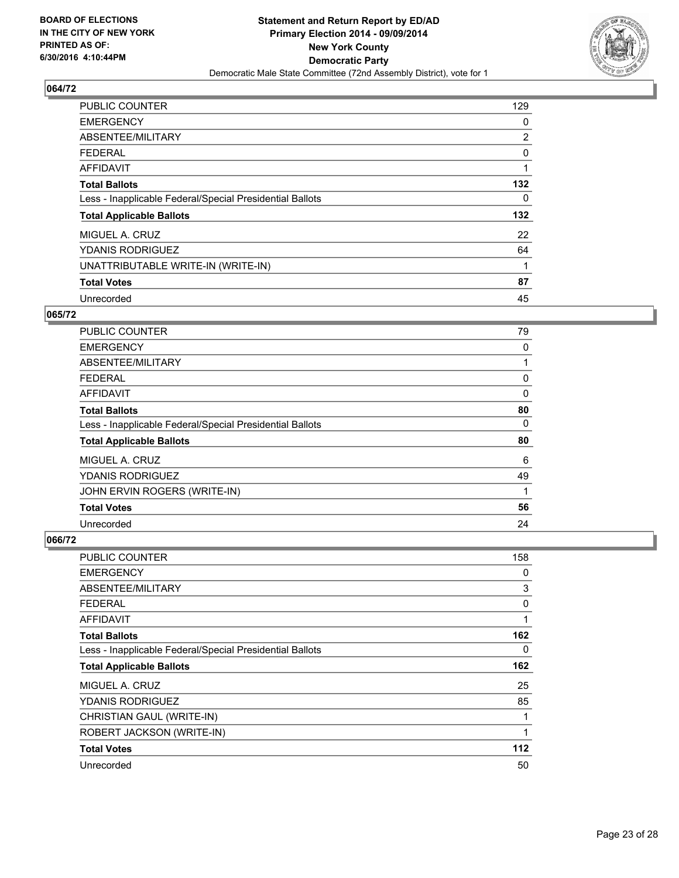**BOARD OF ELECTIONS**
**IN THE CITY OF NEW YORK**
**PRINTED AS OF:**
**6/30/2016 4:10:44PM**

**Statement and Return Report by ED/AD**
**Primary Election 2014 - 09/09/2014**
**New York County**
**Democratic Party**
Democratic Male State Committee (72nd Assembly District), vote for 1

### 064/72

| | |
|---|---|
| PUBLIC COUNTER | 129 |
| EMERGENCY | 0 |
| ABSENTEE/MILITARY | 2 |
| FEDERAL | 0 |
| AFFIDAVIT | 1 |
| **Total Ballots** | **132** |
| Less - Inapplicable Federal/Special Presidential Ballots | 0 |
| **Total Applicable Ballots** | **132** |
| MIGUEL A. CRUZ | 22 |
| YDANIS RODRIGUEZ | 64 |
| UNATTRIBUTABLE WRITE-IN (WRITE-IN) | 1 |
| **Total Votes** | **87** |
| Unrecorded | 45 |

### 065/72

| | |
|---|---|
| PUBLIC COUNTER | 79 |
| EMERGENCY | 0 |
| ABSENTEE/MILITARY | 1 |
| FEDERAL | 0 |
| AFFIDAVIT | 0 |
| **Total Ballots** | **80** |
| Less - Inapplicable Federal/Special Presidential Ballots | 0 |
| **Total Applicable Ballots** | **80** |
| MIGUEL A. CRUZ | 6 |
| YDANIS RODRIGUEZ | 49 |
| JOHN ERVIN ROGERS (WRITE-IN) | 1 |
| **Total Votes** | **56** |
| Unrecorded | 24 |

### 066/72

| | |
|---|---|
| PUBLIC COUNTER | 158 |
| EMERGENCY | 0 |
| ABSENTEE/MILITARY | 3 |
| FEDERAL | 0 |
| AFFIDAVIT | 1 |
| **Total Ballots** | **162** |
| Less - Inapplicable Federal/Special Presidential Ballots | 0 |
| **Total Applicable Ballots** | **162** |
| MIGUEL A. CRUZ | 25 |
| YDANIS RODRIGUEZ | 85 |
| CHRISTIAN GAUL (WRITE-IN) | 1 |
| ROBERT JACKSON (WRITE-IN) | 1 |
| **Total Votes** | **112** |
| Unrecorded | 50 |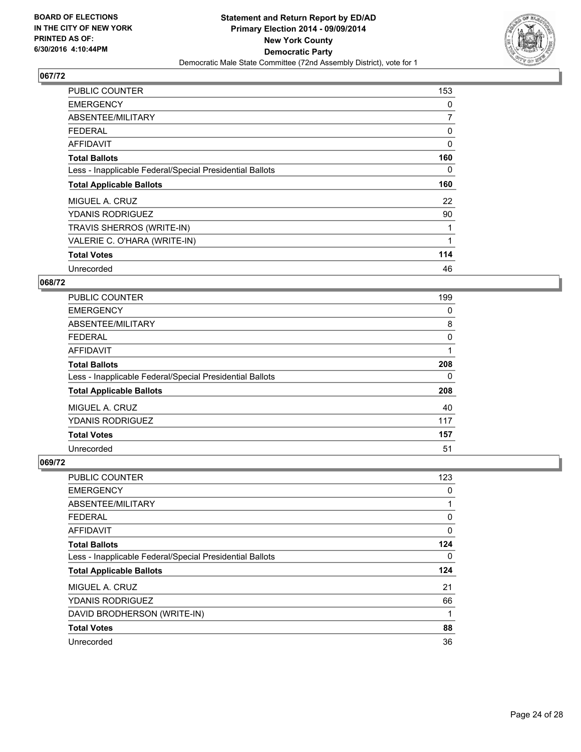BOARD OF ELECTIONS
IN THE CITY OF NEW YORK
PRINTED AS OF:
6/30/2016 4:10:44PM

**Statement and Return Report by ED/AD**
**Primary Election 2014 - 09/09/2014**
**New York County**
**Democratic Party**
Democratic Male State Committee (72nd Assembly District), vote for 1

## 067/72

| | |
|---|---|
| PUBLIC COUNTER | 153 |
| EMERGENCY | 0 |
| ABSENTEE/MILITARY | 7 |
| FEDERAL | 0 |
| AFFIDAVIT | 0 |
| **Total Ballots** | **160** |
| Less - Inapplicable Federal/Special Presidential Ballots | 0 |
| **Total Applicable Ballots** | **160** |
| MIGUEL A. CRUZ | 22 |
| YDANIS RODRIGUEZ | 90 |
| TRAVIS SHERROS (WRITE-IN) | 1 |
| VALERIE C. O'HARA (WRITE-IN) | 1 |
| **Total Votes** | **114** |
| Unrecorded | 46 |

## 068/72

| | |
|---|---|
| PUBLIC COUNTER | 199 |
| EMERGENCY | 0 |
| ABSENTEE/MILITARY | 8 |
| FEDERAL | 0 |
| AFFIDAVIT | 1 |
| **Total Ballots** | **208** |
| Less - Inapplicable Federal/Special Presidential Ballots | 0 |
| **Total Applicable Ballots** | **208** |
| MIGUEL A. CRUZ | 40 |
| YDANIS RODRIGUEZ | 117 |
| **Total Votes** | **157** |
| Unrecorded | 51 |

## 069/72

| | |
|---|---|
| PUBLIC COUNTER | 123 |
| EMERGENCY | 0 |
| ABSENTEE/MILITARY | 1 |
| FEDERAL | 0 |
| AFFIDAVIT | 0 |
| **Total Ballots** | **124** |
| Less - Inapplicable Federal/Special Presidential Ballots | 0 |
| **Total Applicable Ballots** | **124** |
| MIGUEL A. CRUZ | 21 |
| YDANIS RODRIGUEZ | 66 |
| DAVID BRODHERSON (WRITE-IN) | 1 |
| **Total Votes** | **88** |
| Unrecorded | 36 |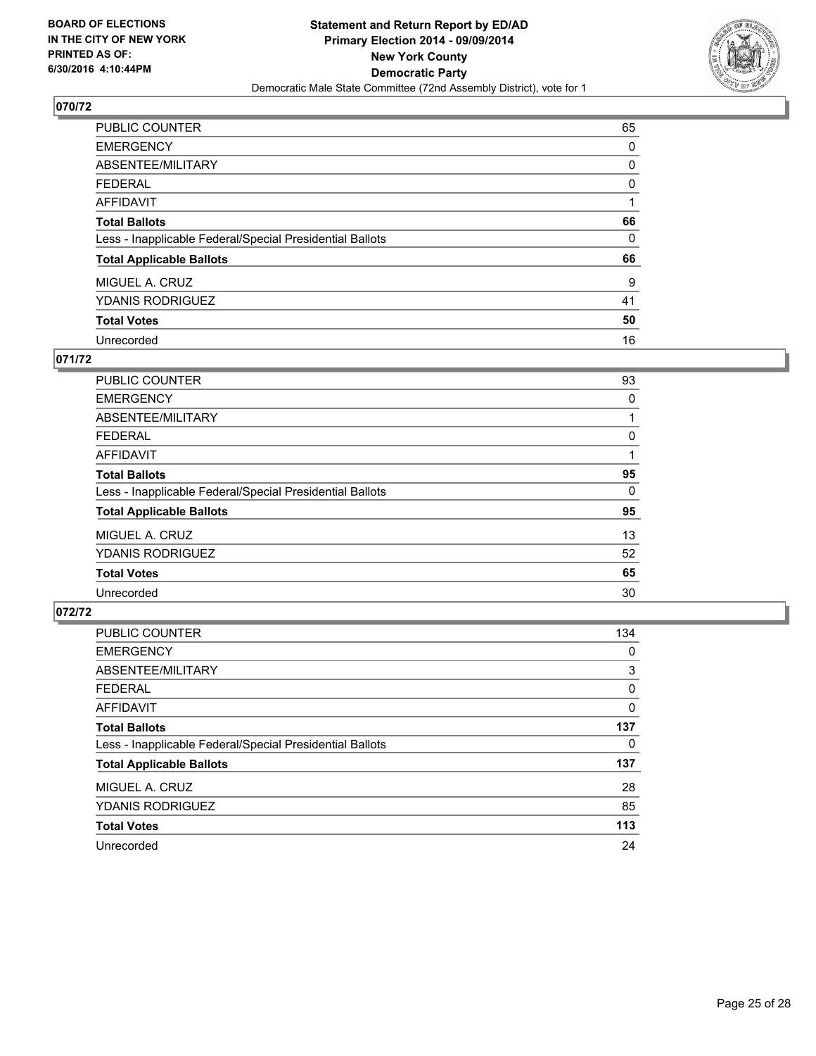BOARD OF ELECTIONS
IN THE CITY OF NEW YORK
PRINTED AS OF:
6/30/2016 4:10:44PM

**Statement and Return Report by ED/AD**
**Primary Election 2014 - 09/09/2014**
**New York County**
**Democratic Party**
Democratic Male State Committee (72nd Assembly District), vote for 1

## 070/72

| | |
|---|---|
| PUBLIC COUNTER | 65 |
| EMERGENCY | 0 |
| ABSENTEE/MILITARY | 0 |
| FEDERAL | 0 |
| AFFIDAVIT | 1 |
| **Total Ballots** | **66** |
| Less - Inapplicable Federal/Special Presidential Ballots | 0 |
| **Total Applicable Ballots** | **66** |
| MIGUEL A. CRUZ | 9 |
| YDANIS RODRIGUEZ | 41 |
| **Total Votes** | **50** |
| Unrecorded | 16 |

## 071/72

| | |
|---|---|
| PUBLIC COUNTER | 93 |
| EMERGENCY | 0 |
| ABSENTEE/MILITARY | 1 |
| FEDERAL | 0 |
| AFFIDAVIT | 1 |
| **Total Ballots** | **95** |
| Less - Inapplicable Federal/Special Presidential Ballots | 0 |
| **Total Applicable Ballots** | **95** |
| MIGUEL A. CRUZ | 13 |
| YDANIS RODRIGUEZ | 52 |
| **Total Votes** | **65** |
| Unrecorded | 30 |

## 072/72

| | |
|---|---|
| PUBLIC COUNTER | 134 |
| EMERGENCY | 0 |
| ABSENTEE/MILITARY | 3 |
| FEDERAL | 0 |
| AFFIDAVIT | 0 |
| **Total Ballots** | **137** |
| Less - Inapplicable Federal/Special Presidential Ballots | 0 |
| **Total Applicable Ballots** | **137** |
| MIGUEL A. CRUZ | 28 |
| YDANIS RODRIGUEZ | 85 |
| **Total Votes** | **113** |
| Unrecorded | 24 |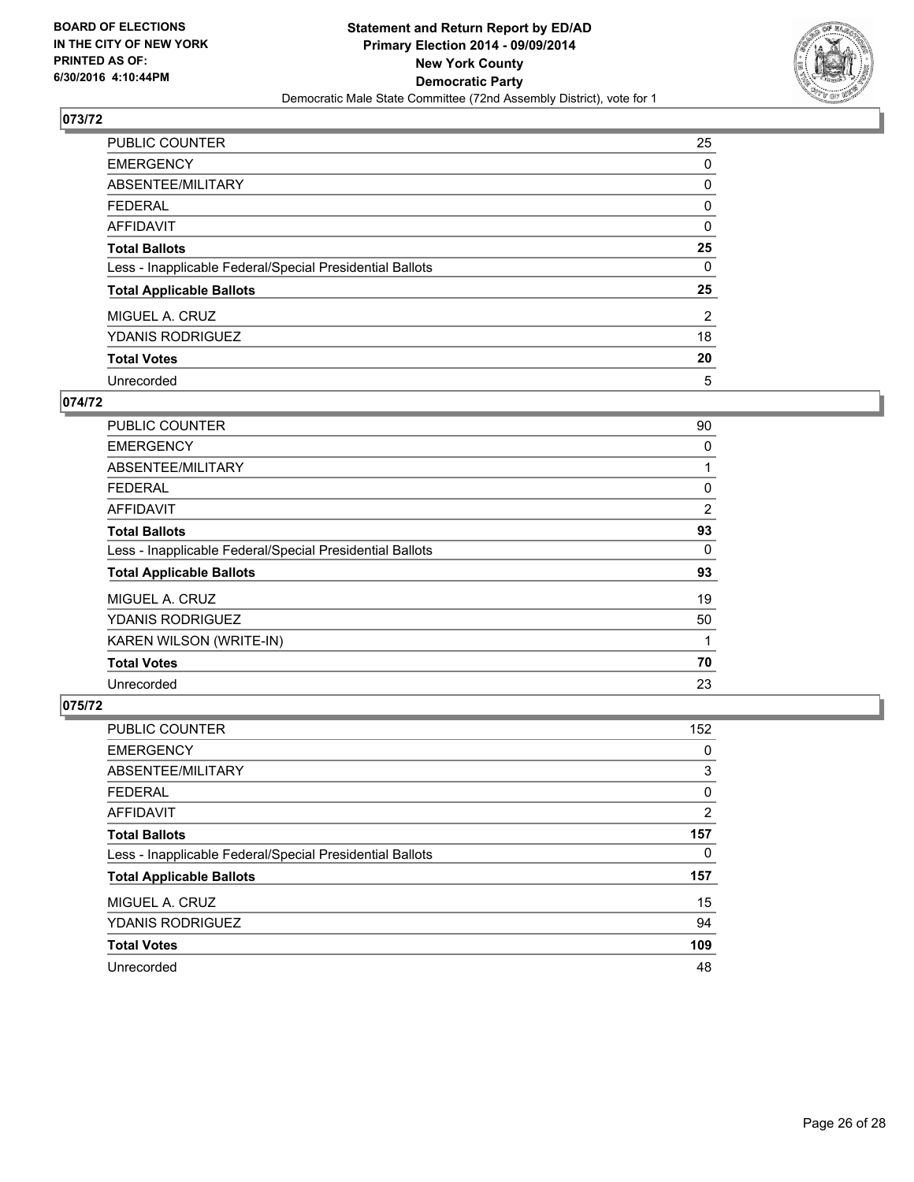BOARD OF ELECTIONS
IN THE CITY OF NEW YORK
PRINTED AS OF:
6/30/2016 4:10:44PM

**Statement and Return Report by ED/AD**
**Primary Election 2014 - 09/09/2014**
**New York County**
**Democratic Party**
Democratic Male State Committee (72nd Assembly District), vote for 1

## 073/72

| | |
|---|---|
| PUBLIC COUNTER | 25 |
| EMERGENCY | 0 |
| ABSENTEE/MILITARY | 0 |
| FEDERAL | 0 |
| AFFIDAVIT | 0 |
| **Total Ballots** | **25** |
| Less - Inapplicable Federal/Special Presidential Ballots | 0 |
| **Total Applicable Ballots** | **25** |
| MIGUEL A. CRUZ | 2 |
| YDANIS RODRIGUEZ | 18 |
| **Total Votes** | **20** |
| Unrecorded | 5 |

## 074/72

| | |
|---|---|
| PUBLIC COUNTER | 90 |
| EMERGENCY | 0 |
| ABSENTEE/MILITARY | 1 |
| FEDERAL | 0 |
| AFFIDAVIT | 2 |
| **Total Ballots** | **93** |
| Less - Inapplicable Federal/Special Presidential Ballots | 0 |
| **Total Applicable Ballots** | **93** |
| MIGUEL A. CRUZ | 19 |
| YDANIS RODRIGUEZ | 50 |
| KAREN WILSON (WRITE-IN) | 1 |
| **Total Votes** | **70** |
| Unrecorded | 23 |

## 075/72

| | |
|---|---|
| PUBLIC COUNTER | 152 |
| EMERGENCY | 0 |
| ABSENTEE/MILITARY | 3 |
| FEDERAL | 0 |
| AFFIDAVIT | 2 |
| **Total Ballots** | **157** |
| Less - Inapplicable Federal/Special Presidential Ballots | 0 |
| **Total Applicable Ballots** | **157** |
| MIGUEL A. CRUZ | 15 |
| YDANIS RODRIGUEZ | 94 |
| **Total Votes** | **109** |
| Unrecorded | 48 |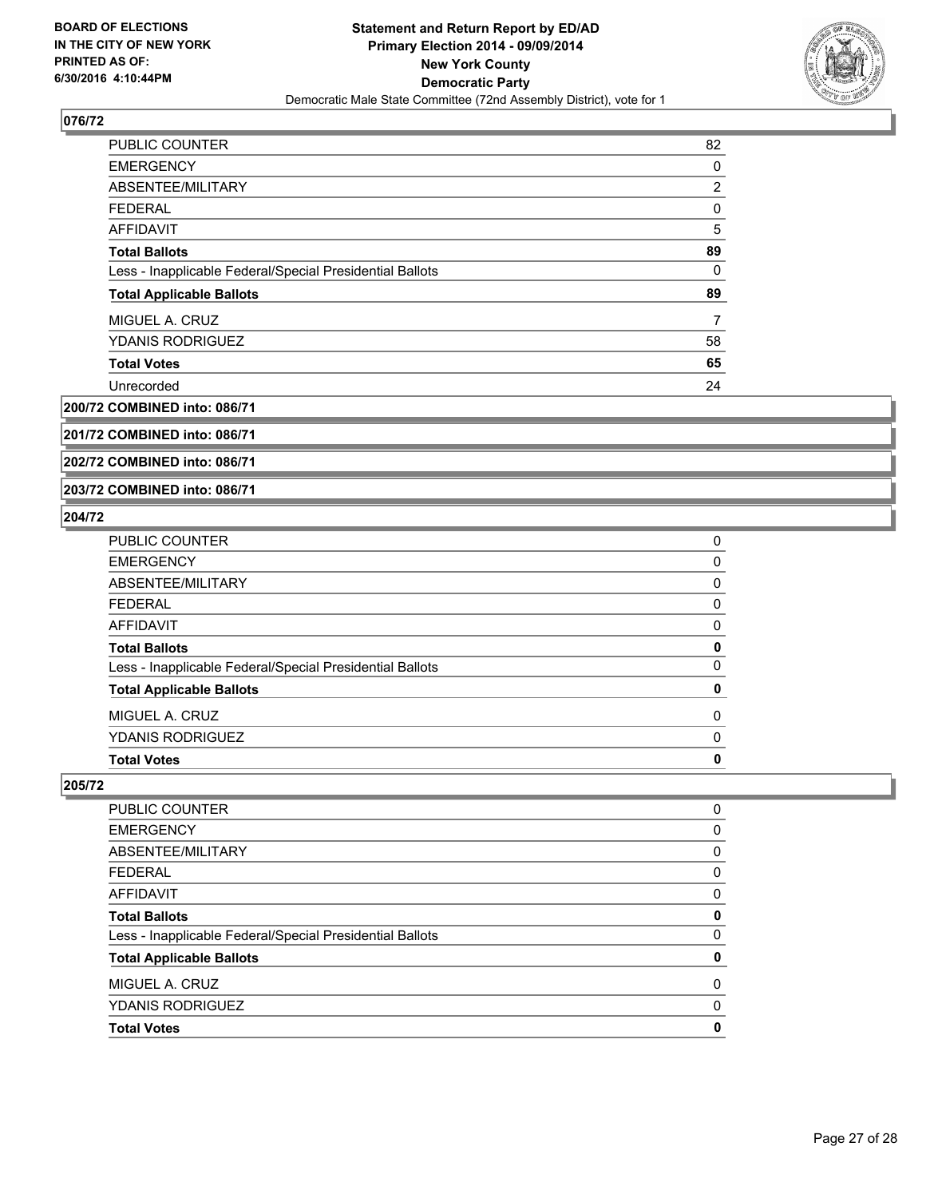BOARD OF ELECTIONS
IN THE CITY OF NEW YORK
PRINTED AS OF:
6/30/2016 4:10:44PM

**Statement and Return Report by ED/AD**
**Primary Election 2014 - 09/09/2014**
**New York County**
**Democratic Party**
Democratic Male State Committee (72nd Assembly District), vote for 1

### 076/72

| | |
|---|---|
| PUBLIC COUNTER | 82 |
| EMERGENCY | 0 |
| ABSENTEE/MILITARY | 2 |
| FEDERAL | 0 |
| AFFIDAVIT | 5 |
| **Total Ballots** | **89** |
| Less - Inapplicable Federal/Special Presidential Ballots | 0 |
| **Total Applicable Ballots** | **89** |
| MIGUEL A. CRUZ | 7 |
| YDANIS RODRIGUEZ | 58 |
| **Total Votes** | **65** |
| Unrecorded | 24 |

### 200/72 COMBINED into: 086/71

### 201/72 COMBINED into: 086/71

### 202/72 COMBINED into: 086/71

### 203/72 COMBINED into: 086/71

### 204/72

| | |
|---|---|
| PUBLIC COUNTER | 0 |
| EMERGENCY | 0 |
| ABSENTEE/MILITARY | 0 |
| FEDERAL | 0 |
| AFFIDAVIT | 0 |
| **Total Ballots** | **0** |
| Less - Inapplicable Federal/Special Presidential Ballots | 0 |
| **Total Applicable Ballots** | **0** |
| MIGUEL A. CRUZ | 0 |
| YDANIS RODRIGUEZ | 0 |
| **Total Votes** | **0** |

### 205/72

| | |
|---|---|
| PUBLIC COUNTER | 0 |
| EMERGENCY | 0 |
| ABSENTEE/MILITARY | 0 |
| FEDERAL | 0 |
| AFFIDAVIT | 0 |
| **Total Ballots** | **0** |
| Less - Inapplicable Federal/Special Presidential Ballots | 0 |
| **Total Applicable Ballots** | **0** |
| MIGUEL A. CRUZ | 0 |
| YDANIS RODRIGUEZ | 0 |
| **Total Votes** | **0** |